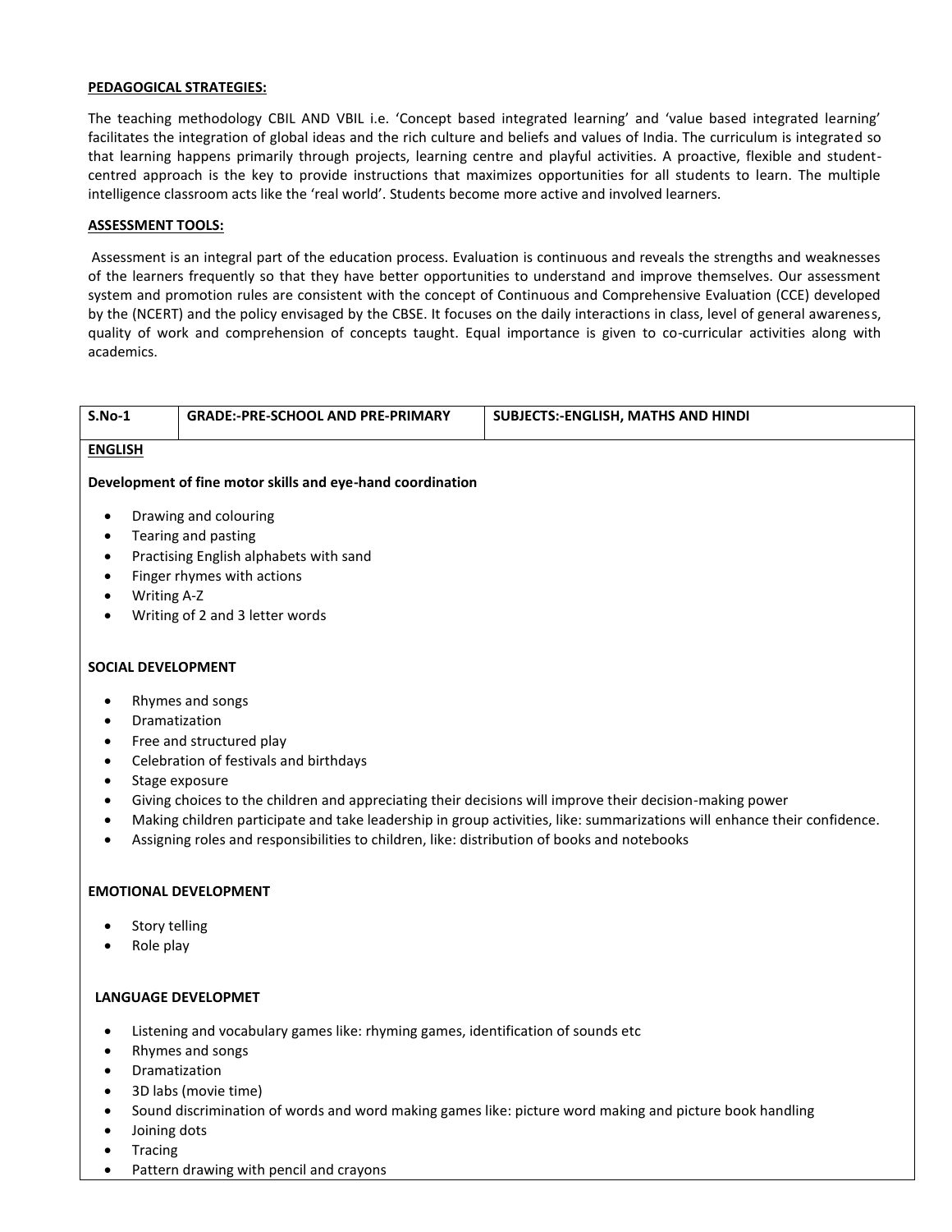**PEDAGOGICAL STRATEGIES:**

The teaching methodology CBIL AND VBIL i.e. 'Concept based integrated learning' and 'value based integrated learning' facilitates the integration of global ideas and the rich culture and beliefs and values of India. The curriculum is integrated so that learning happens primarily through projects, learning centre and playful activities. A proactive, flexible and student-centred approach is the key to provide instructions that maximizes opportunities for all students to learn. The multiple intelligence classroom acts like the 'real world'. Students become more active and involved learners.

**ASSESSMENT TOOLS:**

Assessment is an integral part of the education process. Evaluation is continuous and reveals the strengths and weaknesses of the learners frequently so that they have better opportunities to understand and improve themselves. Our assessment system and promotion rules are consistent with the concept of Continuous and Comprehensive Evaluation (CCE) developed by the (NCERT) and the policy envisaged by the CBSE. It focuses on the daily interactions in class, level of general awareness, quality of work and comprehension of concepts taught. Equal importance is given to co-curricular activities along with academics.

| S.No-1 | GRADE:-PRE-SCHOOL AND PRE-PRIMARY | SUBJECTS:-ENGLISH, MATHS AND HINDI |
|---|---|---|

**ENGLISH**

**Development of fine motor skills and eye-hand coordination**

- Drawing and colouring
- Tearing and pasting
- Practising English alphabets with sand
- Finger rhymes with actions
- Writing A-Z
- Writing of 2 and 3 letter words

**SOCIAL DEVELOPMENT**

- Rhymes and songs
- Dramatization
- Free and structured play
- Celebration of festivals and birthdays
- Stage exposure
- Giving choices to the children and appreciating their decisions will improve their decision-making power
- Making children participate and take leadership in group activities, like: summarizations will enhance their confidence.
- Assigning roles and responsibilities to children, like: distribution of books and notebooks

**EMOTIONAL DEVELOPMENT**

- Story telling
- Role play

**LANGUAGE DEVELOPMET**

- Listening and vocabulary games like: rhyming games, identification of sounds etc
- Rhymes and songs
- Dramatization
- 3D labs (movie time)
- Sound discrimination of words and word making games like: picture word making and picture book handling
- Joining dots
- Tracing
- Pattern drawing with pencil and crayons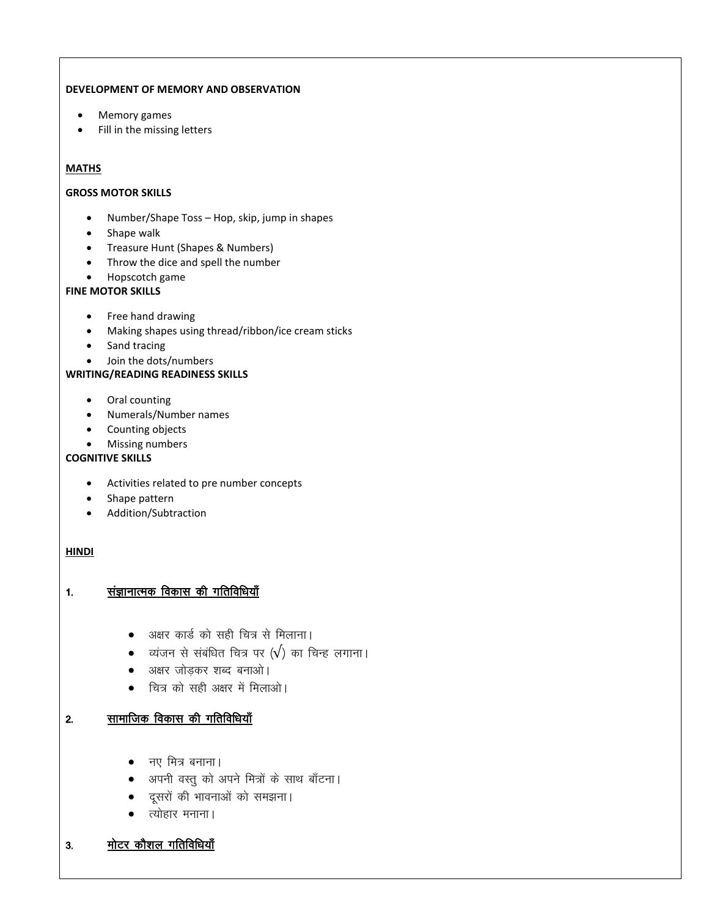**DEVELOPMENT OF MEMORY AND OBSERVATION**

- Memory games
- Fill in the missing letters

## MATHS

**GROSS MOTOR SKILLS**

- Number/Shape Toss – Hop, skip, jump in shapes
- Shape walk
- Treasure Hunt (Shapes & Numbers)
- Throw the dice and spell the number
- Hopscotch game

**FINE MOTOR SKILLS**

- Free hand drawing
- Making shapes using thread/ribbon/ice cream sticks
- Sand tracing
- Join the dots/numbers

**WRITING/READING READINESS SKILLS**

- Oral counting
- Numerals/Number names
- Counting objects
- Missing numbers

**COGNITIVE SKILLS**

- Activities related to pre number concepts
- Shape pattern
- Addition/Subtraction

## HINDI

### 1. संज्ञानात्मक विकास की गतिविधियाँ

- अक्षर कार्ड को सही चित्र से मिलाना।
- व्यंजन से संबंधित चित्र पर (√) का चिन्ह लगाना।
- अक्षर जोड़कर शब्द बनाओ।
- चित्र को सही अक्षर में मिलाओ।

### 2. सामाजिक विकास की गतिविधियाँ

- नए मित्र बनाना।
- अपनी वस्तु को अपने मित्रों के साथ बाँटना।
- दूसरों की भावनाओं को समझना।
- त्योहार मनाना।

### 3. मोटर कौशल गतिविधियाँ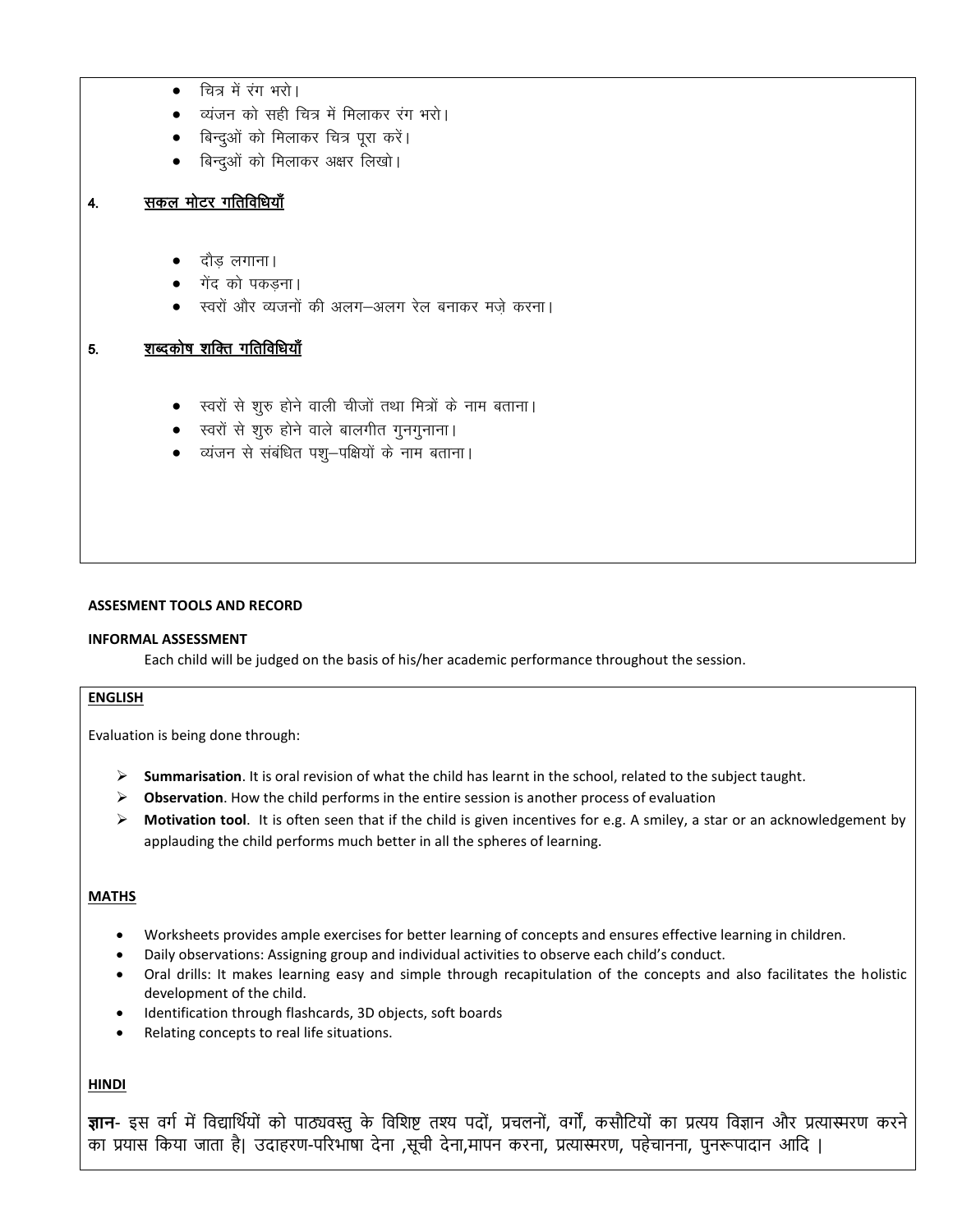- चित्र में रंग भरो।
- व्यंजन को सही चित्र में मिलाकर रंग भरो।
- बिन्दुओं को मिलाकर चित्र पूरा करें।
- बिन्दुओं को मिलाकर अक्षर लिखो।

**4. सकल मोटर गतिविधियाँ**

- दौड़ लगाना।
- गेंद को पकड़ना।
- स्वरों और व्यजनों की अलग–अलग रेल बनाकर मज़े करना।

**5. शब्दकोष शक्ति गतिविधियाँ**

- स्वरों से शुरु होने वाली चीजों तथा मित्रों के नाम बताना।
- स्वरों से शुरु होने वाले बालगीत गुनगुनाना।
- व्यंजन से संबंधित पशु–पक्षियों के नाम बताना।

**ASSESMENT TOOLS AND RECORD**

**INFORMAL ASSESSMENT**

Each child will be judged on the basis of his/her academic performance throughout the session.

**ENGLISH**

Evaluation is being done through:

- **Summarisation**. It is oral revision of what the child has learnt in the school, related to the subject taught.
- **Observation**. How the child performs in the entire session is another process of evaluation
- **Motivation tool**. It is often seen that if the child is given incentives for e.g. A smiley, a star or an acknowledgement by applauding the child performs much better in all the spheres of learning.

**MATHS**

- Worksheets provides ample exercises for better learning of concepts and ensures effective learning in children.
- Daily observations: Assigning group and individual activities to observe each child's conduct.
- Oral drills: It makes learning easy and simple through recapitulation of the concepts and also facilitates the holistic development of the child.
- Identification through flashcards, 3D objects, soft boards
- Relating concepts to real life situations.

**HINDI**

**ज्ञान**- इस वर्ग में विद्यार्थियों को पाठ्यवस्तु के विशिष्ट तश्य पदों, प्रचलनों, वर्गों, कसौटियों का प्रत्यय विज्ञान और प्रत्यास्मरण करने का प्रयास किया जाता है| उदाहरण-परिभाषा देना ,सूची देना,मापन करना, प्रत्यास्मरण, पहेचानना, पुनरूपादान आदि |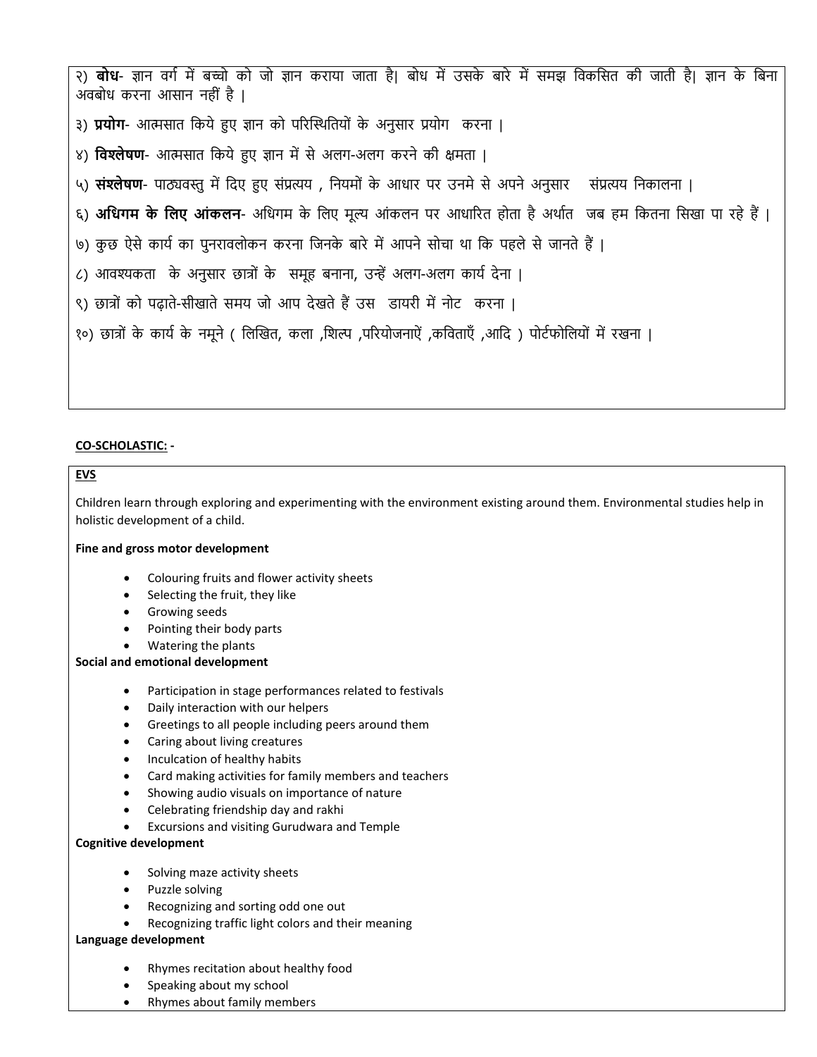२) **बोध**- ज्ञान वर्ग में बच्चो को जो ज्ञान कराया जाता है| बोध में उसके बारे में समझ विकसित की जाती है| ज्ञान के बिना अवबोध करना आसान नहीं है |

३) **प्रयोग**- आत्मसात किये हुए ज्ञान को परिस्थितियों के अनुसार प्रयोग करना |

४) **विश्लेषण**- आत्मसात किये हुए ज्ञान में से अलग-अलग करने की क्षमता |

५) **संश्लेषण**- पाठ्यवस्तु में दिए हुए संप्रत्यय , नियमों के आधार पर उनमे से अपने अनुसार संप्रत्यय निकालना |

६) **अधिगम के लिए आंकलन**- अधिगम के लिए मूल्य आंकलन पर आधारित होता है अर्थात जब हम कितना सिखा पा रहे हैं |

७) कुछ ऐसे कार्य का पुनरावलोकन करना जिनके बारे में आपने सोचा था कि पहले से जानते हैं |

८) आवश्यकता के अनुसार छात्रों के समूह बनाना, उन्हें अलग-अलग कार्य देना |

९) छात्रों को पढ़ाते-सीखाते समय जो आप देखते हैं उस डायरी में नोट करना |

१०) छात्रों के कार्य के नमूने ( लिखित, कला ,शिल्प ,परियोजनाऐं ,कविताएँ ,आदि ) पोर्टफोलियों में रखना |

**CO-SCHOLASTIC: -**

**EVS**

Children learn through exploring and experimenting with the environment existing around them. Environmental studies help in holistic development of a child.

**Fine and gross motor development**

- Colouring fruits and flower activity sheets
- Selecting the fruit, they like
- Growing seeds
- Pointing their body parts
- Watering the plants

**Social and emotional development**

- Participation in stage performances related to festivals
- Daily interaction with our helpers
- Greetings to all people including peers around them
- Caring about living creatures
- Inculcation of healthy habits
- Card making activities for family members and teachers
- Showing audio visuals on importance of nature
- Celebrating friendship day and rakhi
- Excursions and visiting Gurudwara and Temple

**Cognitive development**

- Solving maze activity sheets
- Puzzle solving
- Recognizing and sorting odd one out
- Recognizing traffic light colors and their meaning

**Language development**

- Rhymes recitation about healthy food
- Speaking about my school
- Rhymes about family members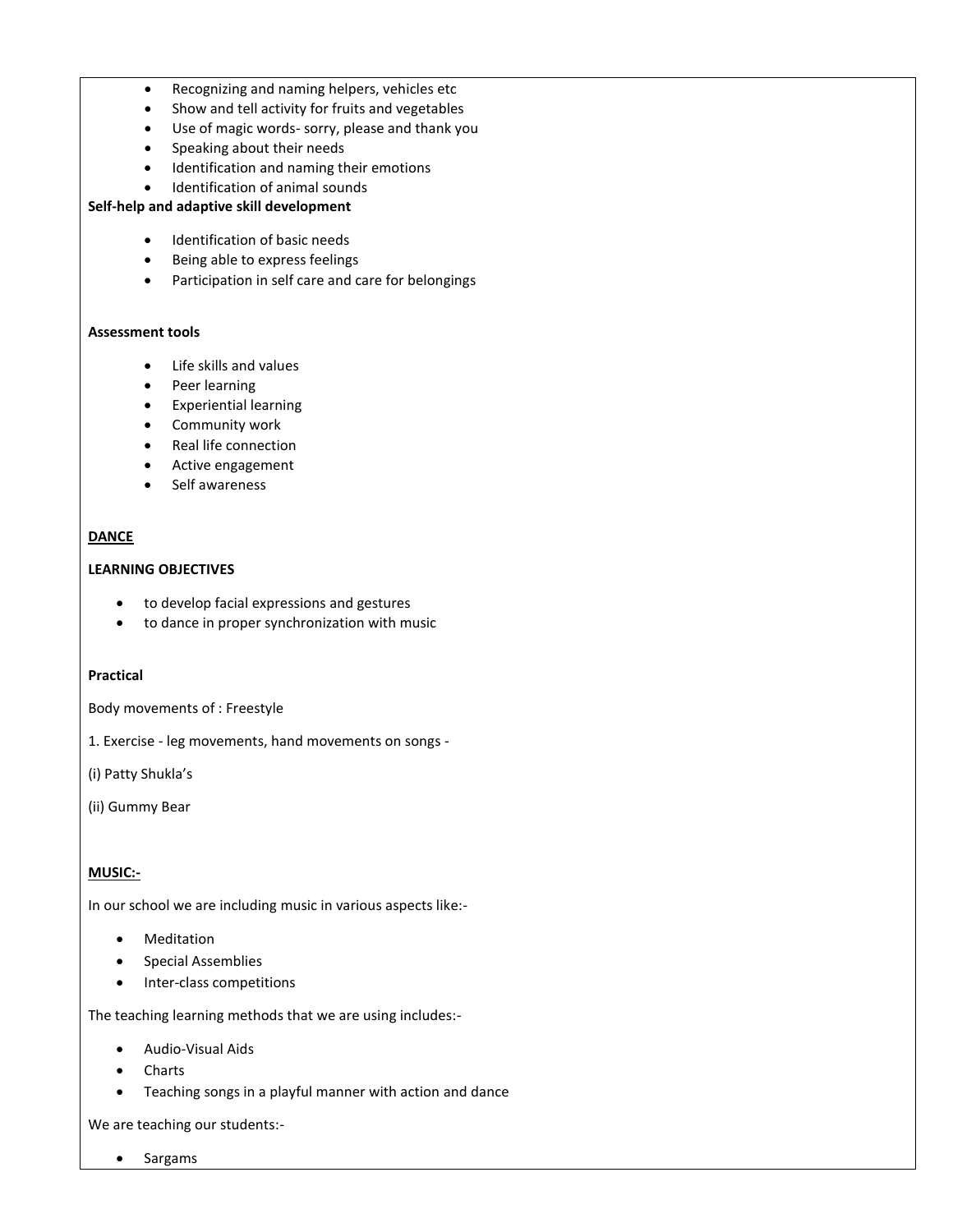- Recognizing and naming helpers, vehicles etc
- Show and tell activity for fruits and vegetables
- Use of magic words- sorry, please and thank you
- Speaking about their needs
- Identification and naming their emotions
- Identification of animal sounds

**Self-help and adaptive skill development**

- Identification of basic needs
- Being able to express feelings
- Participation in self care and care for belongings

**Assessment tools**

- Life skills and values
- Peer learning
- Experiential learning
- Community work
- Real life connection
- Active engagement
- Self awareness

## DANCE

**LEARNING OBJECTIVES**

- to develop facial expressions and gestures
- to dance in proper synchronization with music

**Practical**

Body movements of : Freestyle

1. Exercise - leg movements, hand movements on songs -

(i) Patty Shukla's

(ii) Gummy Bear

## MUSIC:-

In our school we are including music in various aspects like:-

- Meditation
- Special Assemblies
- Inter-class competitions

The teaching learning methods that we are using includes:-

- Audio-Visual Aids
- Charts
- Teaching songs in a playful manner with action and dance

We are teaching our students:-

- Sargams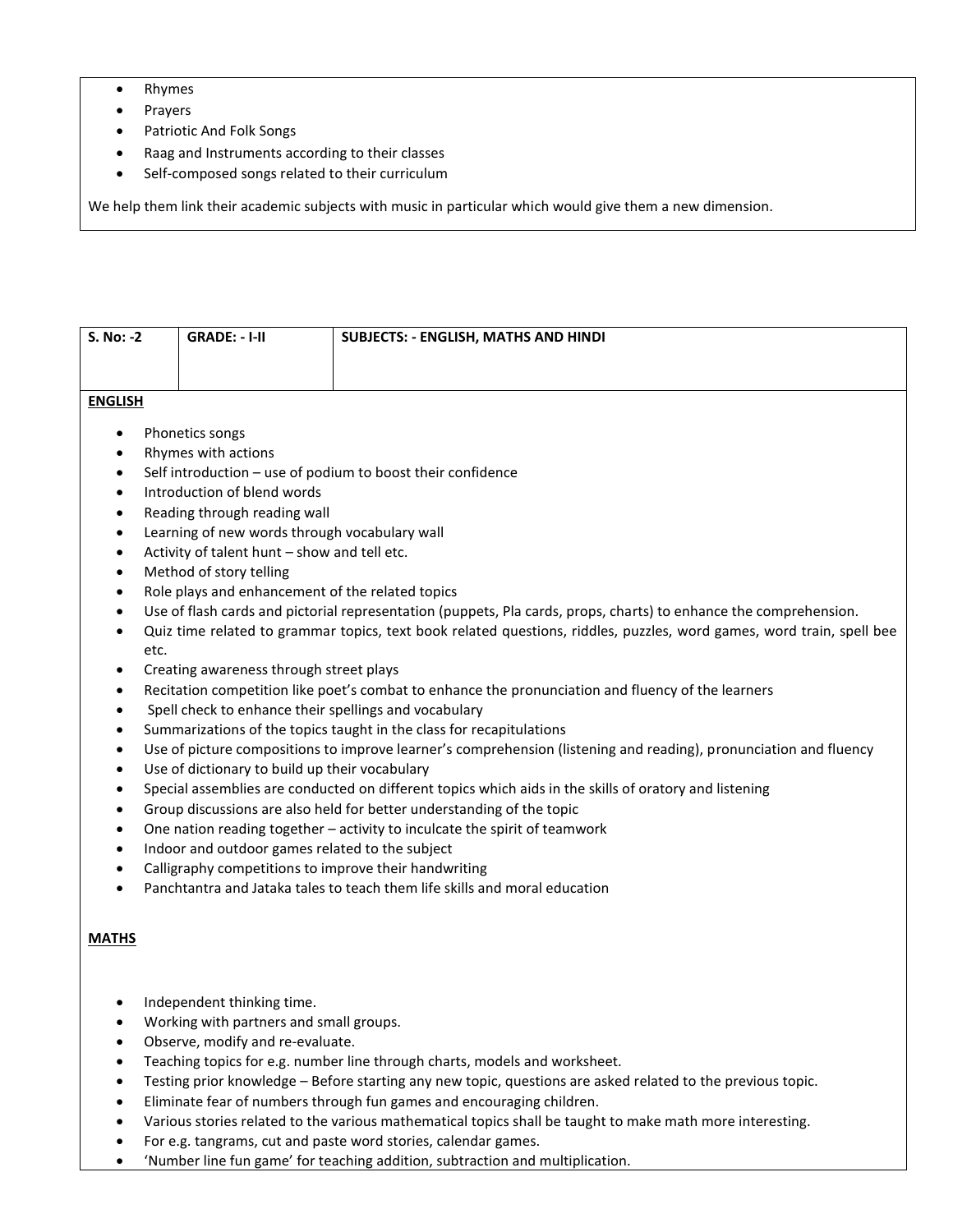- Rhymes
- Prayers
- Patriotic And Folk Songs
- Raag and Instruments according to their classes
- Self-composed songs related to their curriculum

We help them link their academic subjects with music in particular which would give them a new dimension.

| S. No: -2 | GRADE: - I-II | SUBJECTS: - ENGLISH, MATHS AND HINDI |
|---|---|---|

**ENGLISH**

- Phonetics songs
- Rhymes with actions
- Self introduction – use of podium to boost their confidence
- Introduction of blend words
- Reading through reading wall
- Learning of new words through vocabulary wall
- Activity of talent hunt – show and tell etc.
- Method of story telling
- Role plays and enhancement of the related topics
- Use of flash cards and pictorial representation (puppets, Pla cards, props, charts) to enhance the comprehension.
- Quiz time related to grammar topics, text book related questions, riddles, puzzles, word games, word train, spell bee etc.
- Creating awareness through street plays
- Recitation competition like poet's combat to enhance the pronunciation and fluency of the learners
- Spell check to enhance their spellings and vocabulary
- Summarizations of the topics taught in the class for recapitulations
- Use of picture compositions to improve learner's comprehension (listening and reading), pronunciation and fluency
- Use of dictionary to build up their vocabulary
- Special assemblies are conducted on different topics which aids in the skills of oratory and listening
- Group discussions are also held for better understanding of the topic
- One nation reading together – activity to inculcate the spirit of teamwork
- Indoor and outdoor games related to the subject
- Calligraphy competitions to improve their handwriting
- Panchtantra and Jataka tales to teach them life skills and moral education

**MATHS**

- Independent thinking time.
- Working with partners and small groups.
- Observe, modify and re-evaluate.
- Teaching topics for e.g. number line through charts, models and worksheet.
- Testing prior knowledge – Before starting any new topic, questions are asked related to the previous topic.
- Eliminate fear of numbers through fun games and encouraging children.
- Various stories related to the various mathematical topics shall be taught to make math more interesting.
- For e.g. tangrams, cut and paste word stories, calendar games.
- 'Number line fun game' for teaching addition, subtraction and multiplication.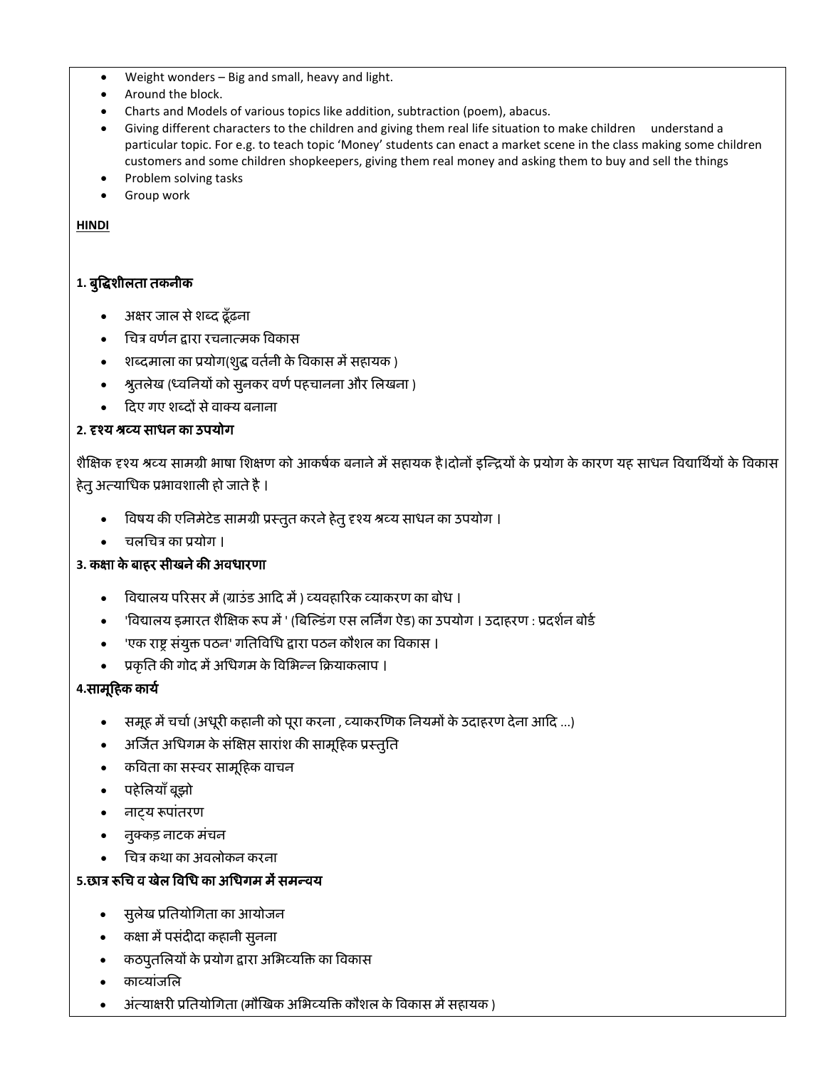- Weight wonders – Big and small, heavy and light.
- Around the block.
- Charts and Models of various topics like addition, subtraction (poem), abacus.
- Giving different characters to the children and giving them real life situation to make children understand a particular topic. For e.g. to teach topic 'Money' students can enact a market scene in the class making some children customers and some children shopkeepers, giving them real money and asking them to buy and sell the things
- Problem solving tasks
- Group work

**HINDI**

**1. बुद्धिशीलता तकनीक**

- अक्षर जाल से शब्द ढूँढना
- चित्र वर्णन द्वारा रचनात्मक विकास
- शब्दमाला का प्रयोग(शुद्ध वर्तनी के विकास में सहायक )
- श्रुतलेख (ध्वनियों को सुनकर वर्ण पहचानना और लिखना )
- दिए गए शब्दों से वाक्य बनाना

**2. दृश्य श्रव्य साधन का उपयोग**

शैक्षिक दृश्य श्रव्य सामग्री भाषा शिक्षण को आकर्षक बनाने में सहायक है।दोनों इन्द्रियों के प्रयोग के कारण यह साधन विद्यार्थियों के विकास हेतु अत्याधिक प्रभावशाली हो जाते है ।

- विषय की एनिमेटेड सामग्री प्रस्तुत करने हेतु दृश्य श्रव्य साधन का उपयोग ।
- चलचित्र का प्रयोग ।

**3. कक्षा के बाहर सीखने की अवधारणा**

- विद्यालय परिसर में (ग्राउंड आदि में ) व्यवहारिक व्याकरण का बोध ।
- 'विद्यालय इमारत शैक्षिक रूप में ' (बिल्डिंग एस लर्निंग ऐड) का उपयोग । उदाहरण : प्रदर्शन बोर्ड
- 'एक राष्ट्र संयुक्त पठन' गतिविधि द्वारा पठन कौशल का विकास ।
- प्रकृति की गोद में अधिगम के विभिन्न क्रियाकलाप ।

**4.सामूहिक कार्य**

- समूह में चर्चा (अधूरी कहानी को पूरा करना , व्याकरणिक नियमों के उदाहरण देना आदि ...)
- अर्जित अधिगम के संक्षिप्त सारांश की सामूहिक प्रस्तुति
- कविता का सस्वर सामूहिक वाचन
- पहेलियाँ बूझो
- नाट्य रूपांतरण
- नुक्कड़ नाटक मंचन
- चित्र कथा का अवलोकन करना

**5.छात्र रूचि व खेल विधि का अधिगम में समन्वय**

- सुलेख प्रतियोगिता का आयोजन
- कक्षा में पसंदीदा कहानी सुनना
- कठपुतलियों के प्रयोग द्वारा अभिव्यक्ति का विकास
- काव्यांजलि
- अंत्याक्षरी प्रतियोगिता (मौखिक अभिव्यक्ति कौशल के विकास में सहायक )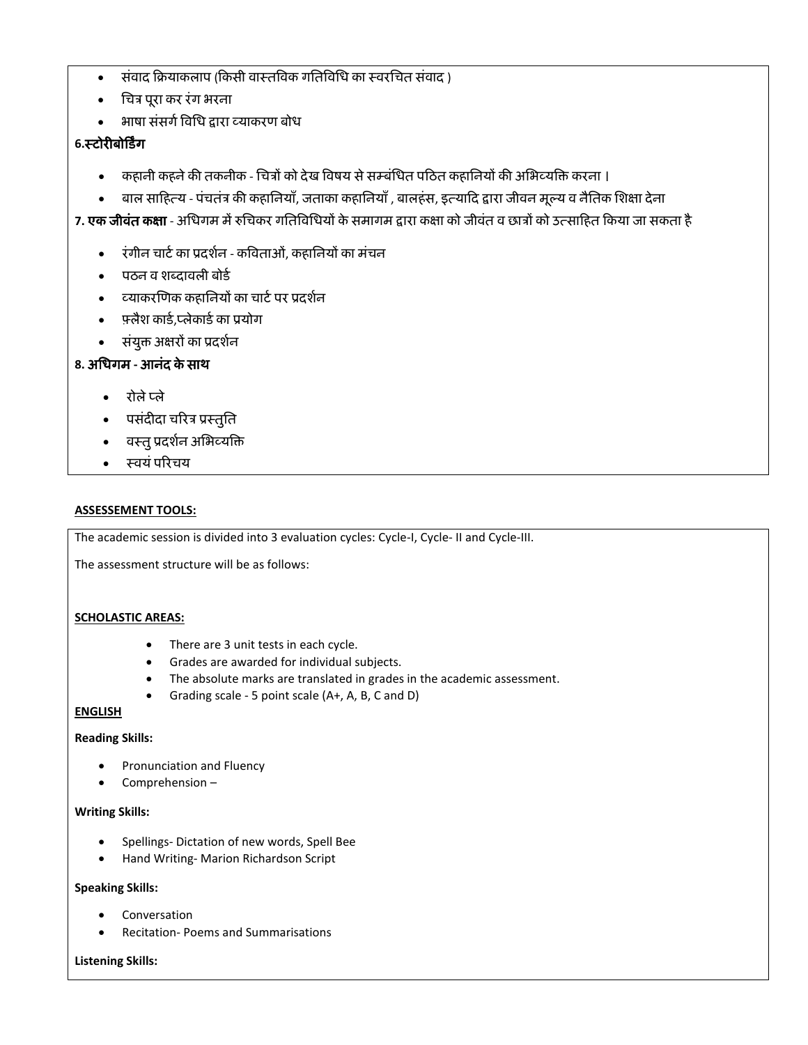- संवाद क्रियाकलाप (किसी वास्तविक गतिविधि का स्वरचित संवाद )
- चित्र पूरा कर रंग भरना
- भाषा संसर्ग विधि द्वारा व्याकरण बोध

**6.स्टोरीबोर्डिंग**

- कहानी कहने की तकनीक - चित्रों को देख विषय से सम्बंधित पठित कहानियों की अभिव्यक्ति करना ।
- बाल साहित्य - पंचतंत्र की कहानियाँ, जताका कहानियाँ , बालहंस, इत्यादि द्वारा जीवन मूल्य व नैतिक शिक्षा देना

**7. एक जीवंत कक्षा** - अधिगम में रुचिकर गतिविधियों के समागम द्वारा कक्षा को जीवंत व छात्रों को उत्साहित किया जा सकता है

- रंगीन चार्ट का प्रदर्शन - कविताओं, कहानियों का मंचन
- पठन व शब्दावली बोर्ड
- व्याकरणिक कहानियों का चार्ट पर प्रदर्शन
- फ़्लैश कार्ड,प्लेकार्ड का प्रयोग
- संयुक्त अक्षरों का प्रदर्शन

**8. अधिगम - आनंद के साथ**

- रोले प्ले
- पसंदीदा चरित्र प्रस्तुति
- वस्तु प्रदर्शन अभिव्यक्ति
- स्वयं परिचय

**ASSESEMENT TOOLS:**

The academic session is divided into 3 evaluation cycles: Cycle-I, Cycle- II and Cycle-III.

The assessment structure will be as follows:

**SCHOLASTIC AREAS:**

- There are 3 unit tests in each cycle.
- Grades are awarded for individual subjects.
- The absolute marks are translated in grades in the academic assessment.
- Grading scale - 5 point scale (A+, A, B, C and D)

**ENGLISH**

**Reading Skills:**

- Pronunciation and Fluency
- Comprehension –

**Writing Skills:**

- Spellings- Dictation of new words, Spell Bee
- Hand Writing- Marion Richardson Script

**Speaking Skills:**

- Conversation
- Recitation- Poems and Summarisations

**Listening Skills:**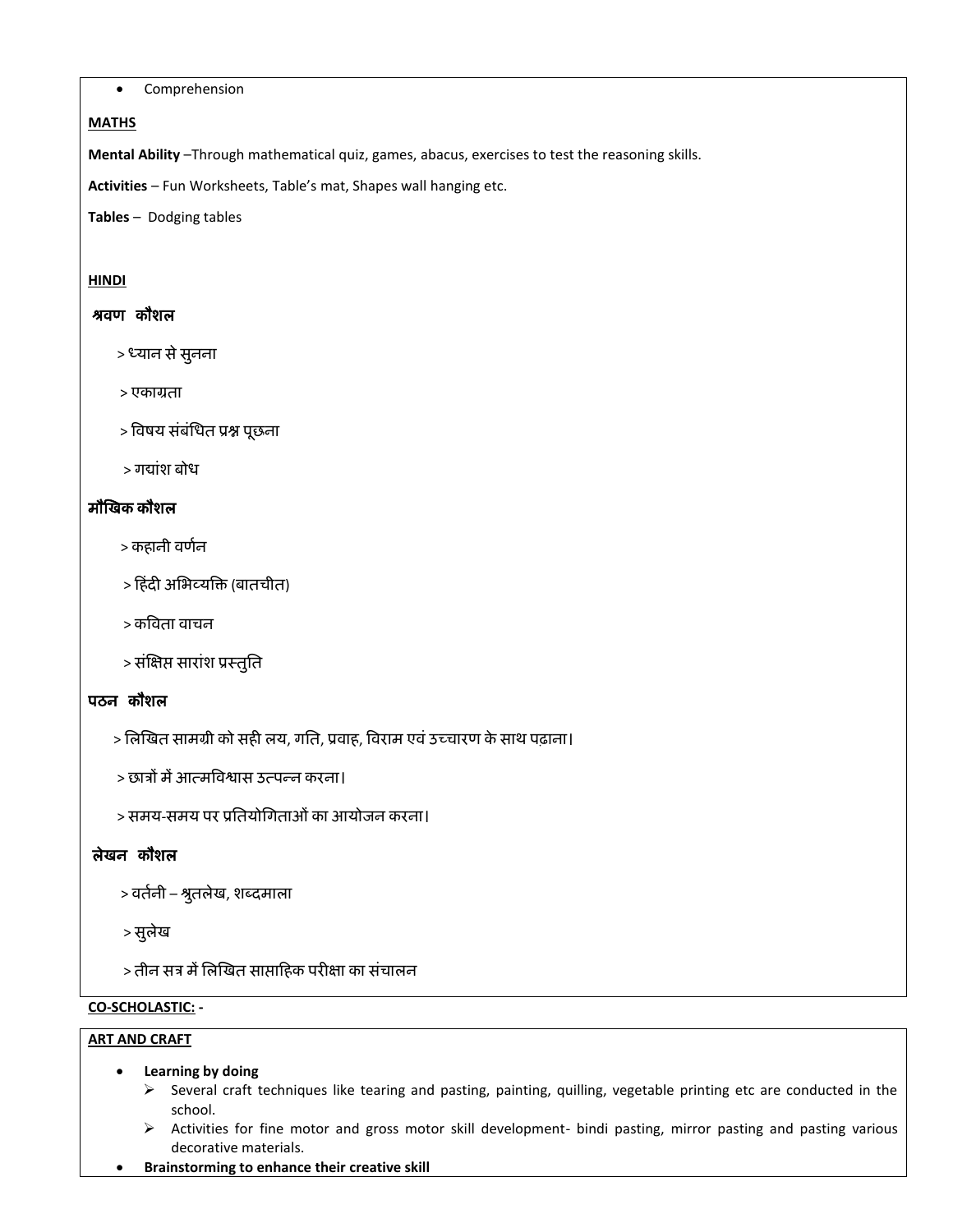- Comprehension

**MATHS**

**Mental Ability** –Through mathematical quiz, games, abacus, exercises to test the reasoning skills.

**Activities** – Fun Worksheets, Table's mat, Shapes wall hanging etc.

**Tables** – Dodging tables

**HINDI**

**श्रवण कौशल**

> ध्यान से सुनना

> एकाग्रता

> विषय संबंधित प्रश्न पूछना

> गद्यांश बोध

**मौखिक कौशल**

> कहानी वर्णन

> हिंदी अभिव्यक्ति (बातचीत)

> कविता वाचन

> संक्षिप्त सारांश प्रस्तुति

**पठन कौशल**

> लिखित सामग्री को सही लय, गति, प्रवाह, विराम एवं उच्चारण के साथ पढ़ाना।

> छात्रों में आत्मविश्वास उत्पन्न करना।

> समय-समय पर प्रतियोगिताओं का आयोजन करना।

**लेखन कौशल**

> वर्तनी – श्रुतलेख, शब्दमाला

> सुलेख

> तीन सत्र में लिखित साप्ताहिक परीक्षा का संचालन

**CO-SCHOLASTIC: -**

**ART AND CRAFT**

- **Learning by doing**
  - Several craft techniques like tearing and pasting, painting, quilling, vegetable printing etc are conducted in the school.
  - Activities for fine motor and gross motor skill development- bindi pasting, mirror pasting and pasting various decorative materials.
- **Brainstorming to enhance their creative skill**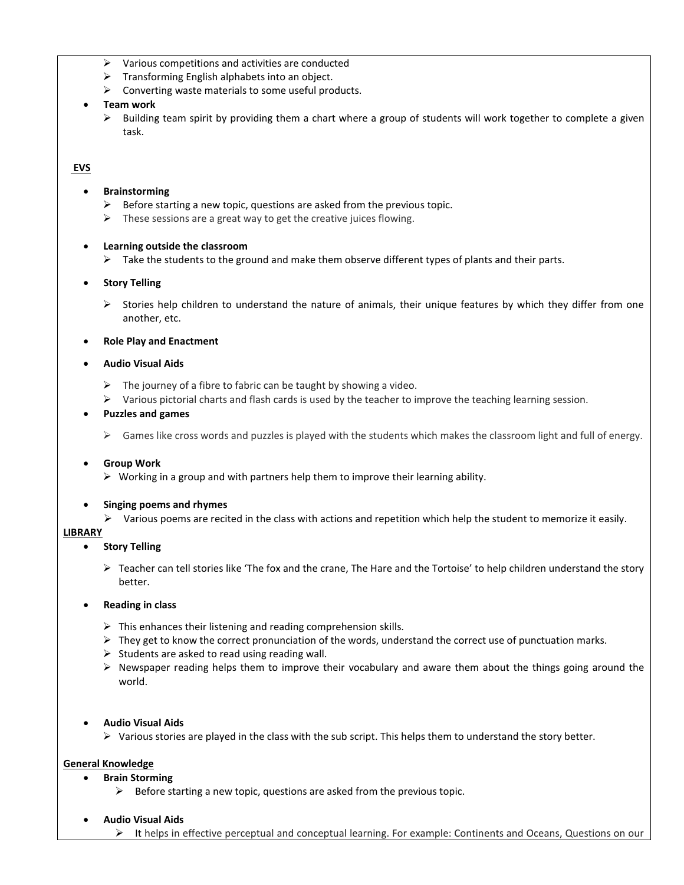- Various competitions and activities are conducted
- Transforming English alphabets into an object.
- Converting waste materials to some useful products.

- **Team work**
  - Building team spirit by providing them a chart where a group of students will work together to complete a given task.

**EVS**

- **Brainstorming**
  - Before starting a new topic, questions are asked from the previous topic.
  - These sessions are a great way to get the creative juices flowing.

- **Learning outside the classroom**
  - Take the students to the ground and make them observe different types of plants and their parts.

- **Story Telling**
  - Stories help children to understand the nature of animals, their unique features by which they differ from one another, etc.

- **Role Play and Enactment**

- **Audio Visual Aids**
  - The journey of a fibre to fabric can be taught by showing a video.
  - Various pictorial charts and flash cards is used by the teacher to improve the teaching learning session.

- **Puzzles and games**
  - Games like cross words and puzzles is played with the students which makes the classroom light and full of energy.

- **Group Work**
  - Working in a group and with partners help them to improve their learning ability.

- **Singing poems and rhymes**
  - Various poems are recited in the class with actions and repetition which help the student to memorize it easily.

**LIBRARY**

- **Story Telling**
  - Teacher can tell stories like 'The fox and the crane, The Hare and the Tortoise' to help children understand the story better.

- **Reading in class**
  - This enhances their listening and reading comprehension skills.
  - They get to know the correct pronunciation of the words, understand the correct use of punctuation marks.
  - Students are asked to read using reading wall.
  - Newspaper reading helps them to improve their vocabulary and aware them about the things going around the world.

- **Audio Visual Aids**
  - Various stories are played in the class with the sub script. This helps them to understand the story better.

**General Knowledge**

- **Brain Storming**
  - Before starting a new topic, questions are asked from the previous topic.

- **Audio Visual Aids**
  - It helps in effective perceptual and conceptual learning. For example: Continents and Oceans, Questions on our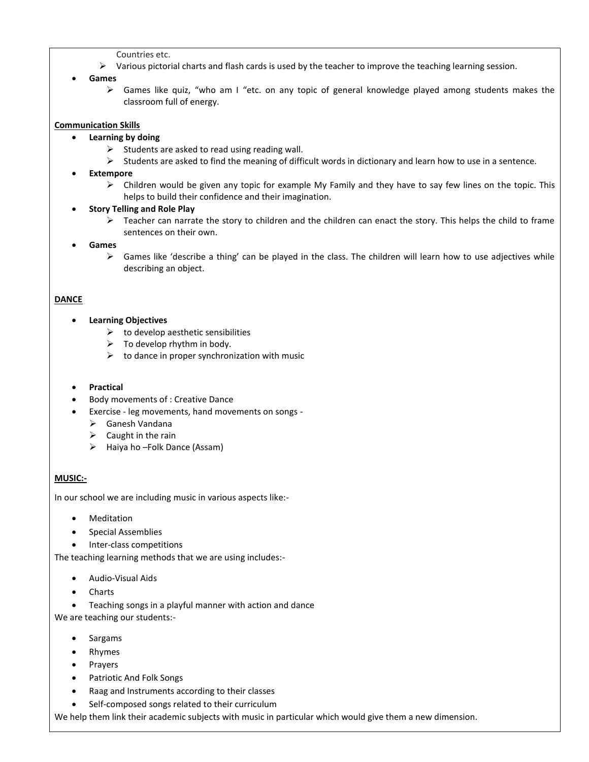Countries etc.

- Various pictorial charts and flash cards is used by the teacher to improve the teaching learning session.

- **Games**
  - Games like quiz, "who am I "etc. on any topic of general knowledge played among students makes the classroom full of energy.

**Communication Skills**

- **Learning by doing**
  - Students are asked to read using reading wall.
  - Students are asked to find the meaning of difficult words in dictionary and learn how to use in a sentence.
- **Extempore**
  - Children would be given any topic for example My Family and they have to say few lines on the topic. This helps to build their confidence and their imagination.
- **Story Telling and Role Play**
  - Teacher can narrate the story to children and the children can enact the story. This helps the child to frame sentences on their own.
- **Games**
  - Games like 'describe a thing' can be played in the class. The children will learn how to use adjectives while describing an object.

**DANCE**

- **Learning Objectives**
  - to develop aesthetic sensibilities
  - To develop rhythm in body.
  - to dance in proper synchronization with music

- **Practical**
- Body movements of : Creative Dance
- Exercise - leg movements, hand movements on songs -
  - Ganesh Vandana
  - Caught in the rain
  - Haiya ho –Folk Dance (Assam)

**MUSIC:-**

In our school we are including music in various aspects like:-

- Meditation
- Special Assemblies
- Inter-class competitions

The teaching learning methods that we are using includes:-

- Audio-Visual Aids
- Charts
- Teaching songs in a playful manner with action and dance

We are teaching our students:-

- Sargams
- Rhymes
- Prayers
- Patriotic And Folk Songs
- Raag and Instruments according to their classes
- Self-composed songs related to their curriculum

We help them link their academic subjects with music in particular which would give them a new dimension.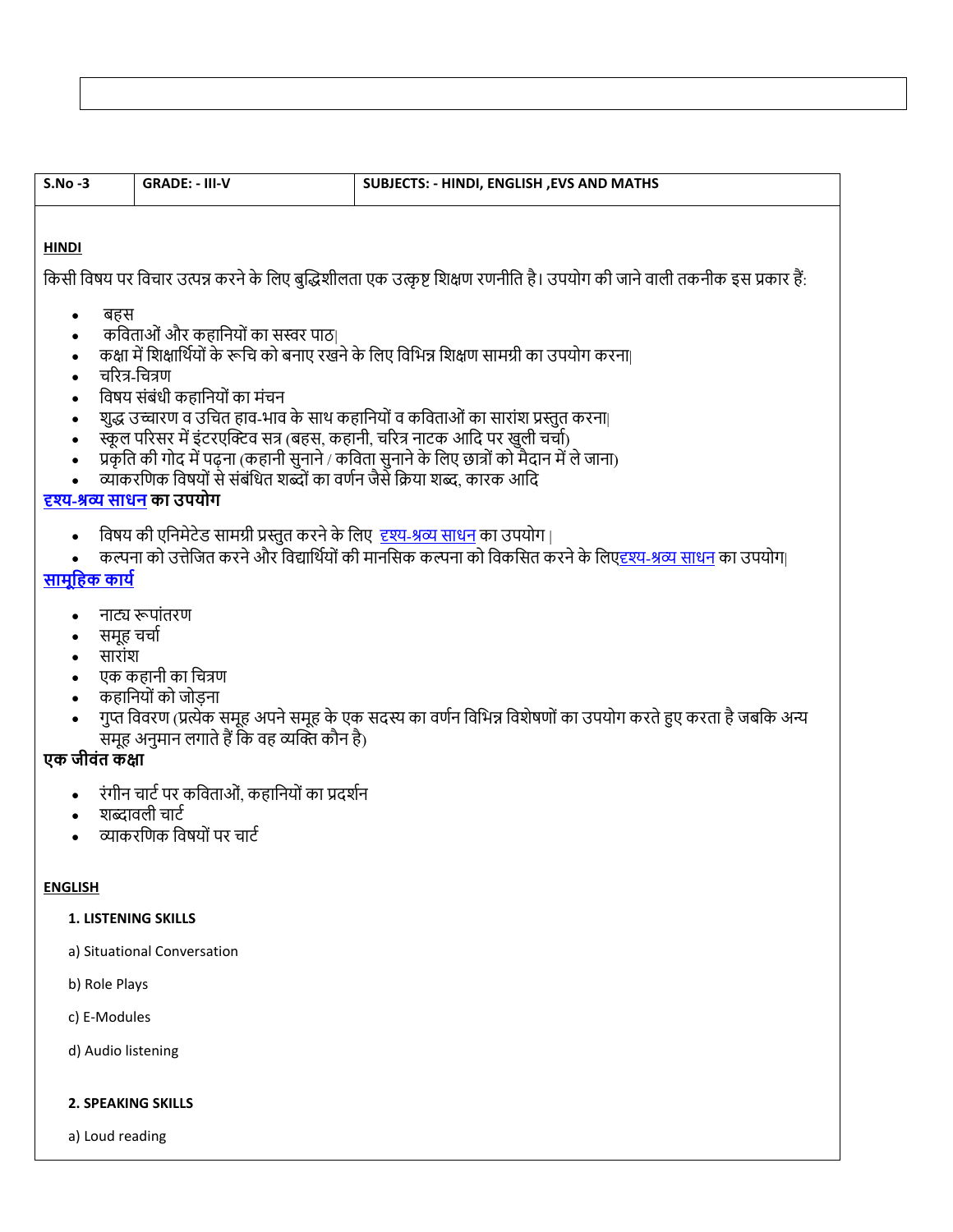| S.No -3 | GRADE: - III-V | SUBJECTS: - HINDI, ENGLISH ,EVS AND MATHS |
| --- | --- | --- |

**HINDI**

किसी विषय पर विचार उत्पन्न करने के लिए बुद्धिशीलता एक उत्कृष्ट शिक्षण रणनीति है। उपयोग की जाने वाली तकनीक इस प्रकार हैं:

- बहस
- कविताओं और कहानियों का सस्वर पाठ|
- कक्षा में शिक्षार्थियों के रूचि को बनाए रखने के लिए विभिन्न शिक्षण सामग्री का उपयोग करना|
- चरित्र-चित्रण
- विषय संबंधी कहानियों का मंचन
- शुद्ध उच्चारण व उचित हाव-भाव के साथ कहानियों व कविताओं का सारांश प्रस्तुत करना|
- स्कूल परिसर में इंटरएक्टिव सत्र (बहस, कहानी, चरित्र नाटक आदि पर खुली चर्चा)
- प्रकृति की गोद में पढ़ना (कहानी सुनाने / कविता सुनाने के लिए छात्रों को मैदान में ले जाना)
- व्याकरणिक विषयों से संबंधित शब्दों का वर्णन जैसे क्रिया शब्द, कारक आदि

**दृश्य-श्रव्य साधन का उपयोग**

- विषय की एनिमेटेड सामग्री प्रस्तुत करने के लिए दृश्य-श्रव्य साधन का उपयोग |
- कल्पना को उत्तेजित करने और विद्यार्थियों की मानसिक कल्पना को विकसित करने के लिएदृश्य-श्रव्य साधन का उपयोग|

**सामूहिक कार्य**

- नाट्य रूपांतरण
- समूह चर्चा
- सारांश
- एक कहानी का चित्रण
- कहानियों को जोड़ना
- गुप्त विवरण (प्रत्येक समूह अपने समूह के एक सदस्य का वर्णन विभिन्न विशेषणों का उपयोग करते हुए करता है जबकि अन्य समूह अनुमान लगाते हैं कि वह व्यक्ति कौन है)

**एक जीवंत कक्षा**

- रंगीन चार्ट पर कविताओं, कहानियों का प्रदर्शन
- शब्दावली चार्ट
- व्याकरणिक विषयों पर चार्ट

**ENGLISH**

**1. LISTENING SKILLS**

a) Situational Conversation

b) Role Plays

c) E-Modules

d) Audio listening

**2. SPEAKING SKILLS**

a) Loud reading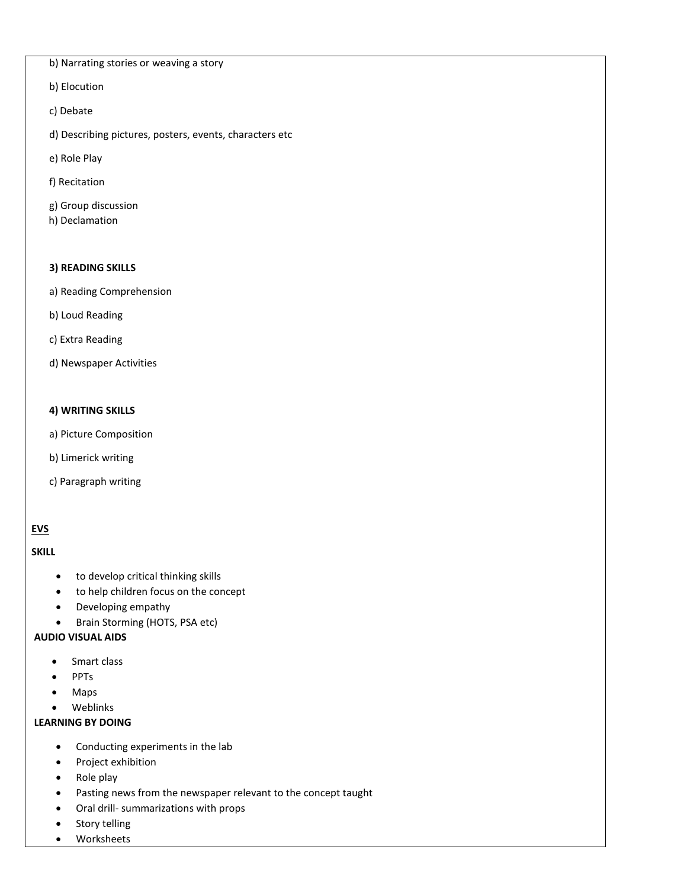b) Narrating stories or weaving a story

b) Elocution

c) Debate

d) Describing pictures, posters, events, characters etc

e) Role Play

f) Recitation

g) Group discussion

h) Declamation

**3) READING SKILLS**

a) Reading Comprehension

b) Loud Reading

c) Extra Reading

d) Newspaper Activities

**4) WRITING SKILLS**

a) Picture Composition

b) Limerick writing

c) Paragraph writing

**EVS**

**SKILL**

- to develop critical thinking skills
- to help children focus on the concept
- Developing empathy
- Brain Storming (HOTS, PSA etc)

**AUDIO VISUAL AIDS**

- Smart class
- PPTs
- Maps
- Weblinks

**LEARNING BY DOING**

- Conducting experiments in the lab
- Project exhibition
- Role play
- Pasting news from the newspaper relevant to the concept taught
- Oral drill- summarizations with props
- Story telling
- Worksheets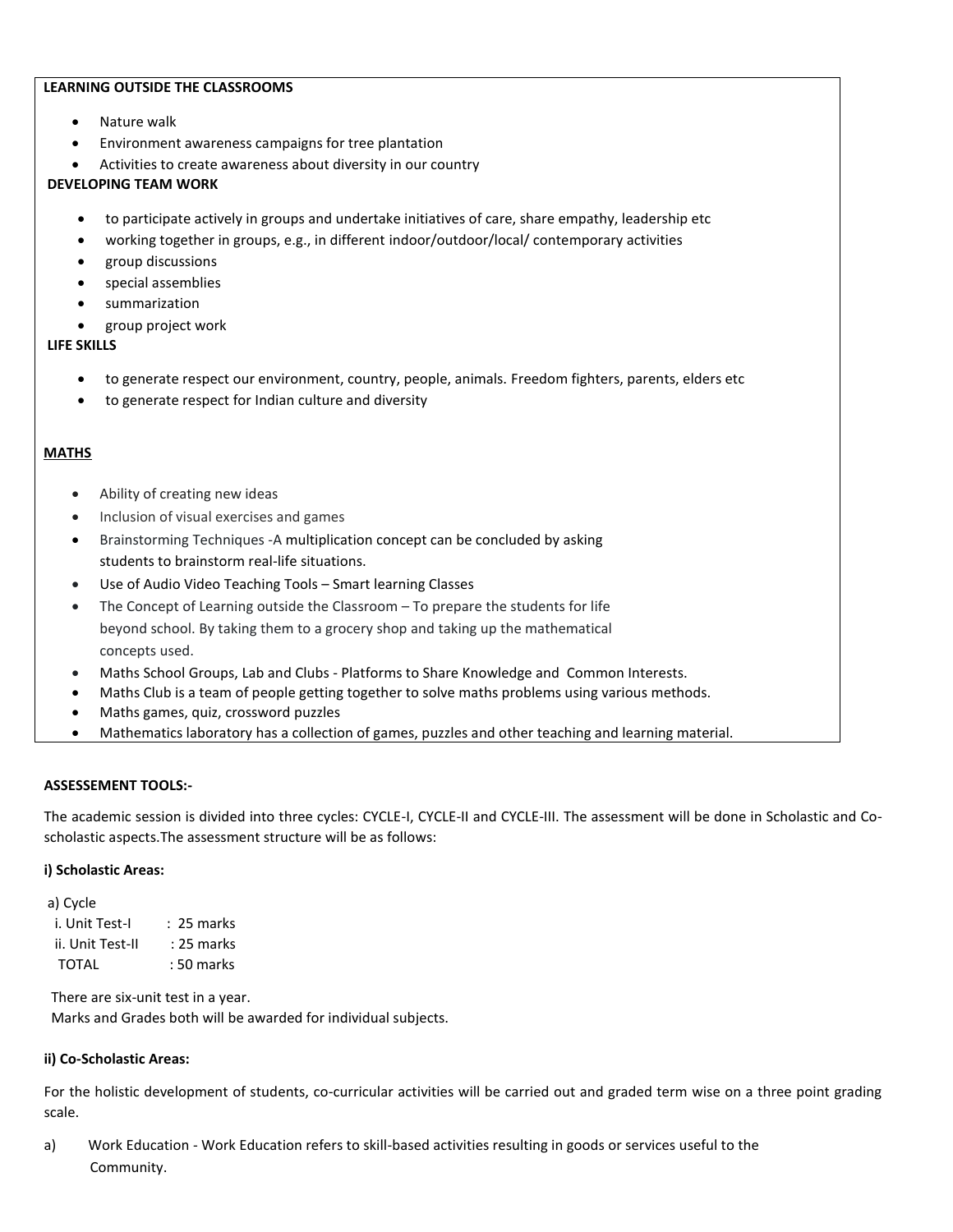**LEARNING OUTSIDE THE CLASSROOMS**

- Nature walk
- Environment awareness campaigns for tree plantation
- Activities to create awareness about diversity in our country

**DEVELOPING TEAM WORK**

- to participate actively in groups and undertake initiatives of care, share empathy, leadership etc
- working together in groups, e.g., in different indoor/outdoor/local/ contemporary activities
- group discussions
- special assemblies
- summarization
- group project work

**LIFE SKILLS**

- to generate respect our environment, country, people, animals. Freedom fighters, parents, elders etc
- to generate respect for Indian culture and diversity

**MATHS**

- Ability of creating new ideas
- Inclusion of visual exercises and games
- Brainstorming Techniques -A multiplication concept can be concluded by asking students to brainstorm real-life situations.
- Use of Audio Video Teaching Tools – Smart learning Classes
- The Concept of Learning outside the Classroom – To prepare the students for life beyond school. By taking them to a grocery shop and taking up the mathematical concepts used.
- Maths School Groups, Lab and Clubs - Platforms to Share Knowledge and Common Interests.
- Maths Club is a team of people getting together to solve maths problems using various methods.
- Maths games, quiz, crossword puzzles
- Mathematics laboratory has a collection of games, puzzles and other teaching and learning material.

**ASSESSEMENT TOOLS:-**

The academic session is divided into three cycles: CYCLE-I, CYCLE-II and CYCLE-III. The assessment will be done in Scholastic and Co-scholastic aspects.The assessment structure will be as follows:

**i) Scholastic Areas:**

a) Cycle

| | |
|---|---|
| i. Unit Test-I | : 25 marks |
| ii. Unit Test-II | : 25 marks |
| TOTAL | : 50 marks |

There are six-unit test in a year.
Marks and Grades both will be awarded for individual subjects.

**ii) Co-Scholastic Areas:**

For the holistic development of students, co-curricular activities will be carried out and graded term wise on a three point grading scale.

a) Work Education - Work Education refers to skill-based activities resulting in goods or services useful to the Community.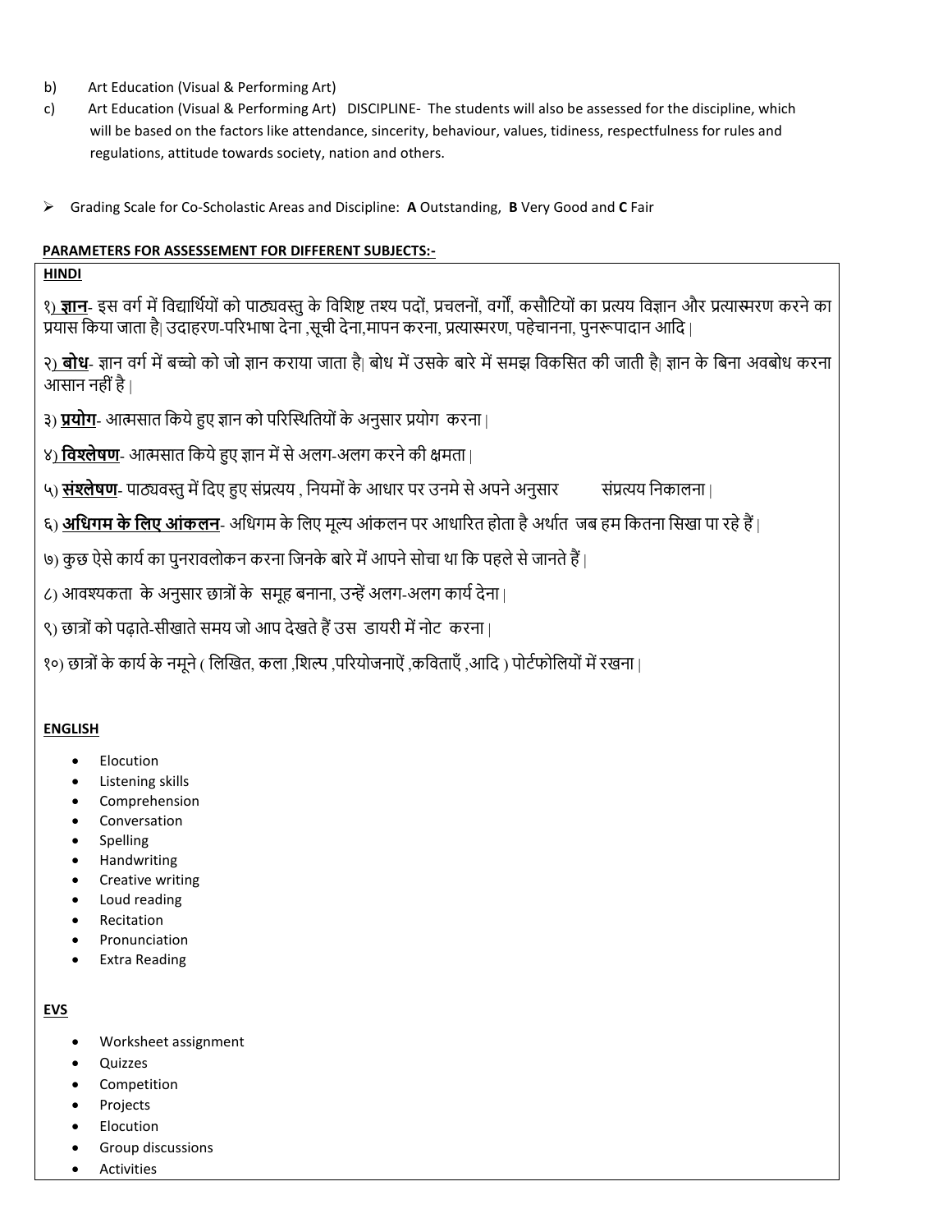b) Art Education (Visual & Performing Art)

c) Art Education (Visual & Performing Art) DISCIPLINE- The students will also be assessed for the discipline, which will be based on the factors like attendance, sincerity, behaviour, values, tidiness, respectfulness for rules and regulations, attitude towards society, nation and others.

- Grading Scale for Co-Scholastic Areas and Discipline: **A** Outstanding, **B** Very Good and **C** Fair

**PARAMETERS FOR ASSESSEMENT FOR DIFFERENT SUBJECTS:-**

**HINDI**

१) **ज्ञान**- इस वर्ग में विद्यार्थियों को पाठ्यवस्तु के विशिष्ट तथ्य पदों, प्रचलनों, वर्गों, कसौटियों का प्रत्यय विज्ञान और प्रत्यास्मरण करने का प्रयास किया जाता है| उदाहरण-परिभाषा देना ,सूची देना,मापन करना, प्रत्यास्मरण, पहेचानना, पुनरूपादान आदि |

२) **बोध**- ज्ञान वर्ग में बच्चो को जो ज्ञान कराया जाता है| बोध में उसके बारे में समझ विकसित की जाती है| ज्ञान के बिना अवबोध करना आसान नहीं है |

३) **प्रयोग**- आत्मसात किये हुए ज्ञान को परिस्थितियों के अनुसार प्रयोग करना |

४) **विश्लेषण**- आत्मसात किये हुए ज्ञान में से अलग-अलग करने की क्षमता |

५) **संश्लेषण**- पाठ्यवस्तु में दिए हुए संप्रत्यय , नियमों के आधार पर उनमे से अपने अनुसार संप्रत्यय निकालना |

६) **अधिगम के लिए आंकलन**- अधिगम के लिए मूल्य आंकलन पर आधारित होता है अर्थात जब हम कितना सिखा पा रहे हैं |

७) कुछ ऐसे कार्य का पुनरावलोकन करना जिनके बारे में आपने सोचा था कि पहले से जानते हैं |

८) आवश्यकता के अनुसार छात्रों के समूह बनाना, उन्हें अलग-अलग कार्य देना |

९) छात्रों को पढ़ाते-सीखाते समय जो आप देखते हैं उस डायरी में नोट करना |

१०) छात्रों के कार्य के नमूने ( लिखित, कला ,शिल्प ,परियोजनाऐं ,कविताएँ ,आदि ) पोर्टफोलियों में रखना |

**ENGLISH**

- Elocution
- Listening skills
- Comprehension
- Conversation
- Spelling
- Handwriting
- Creative writing
- Loud reading
- Recitation
- Pronunciation
- Extra Reading

**EVS**

- Worksheet assignment
- Quizzes
- Competition
- Projects
- Elocution
- Group discussions
- Activities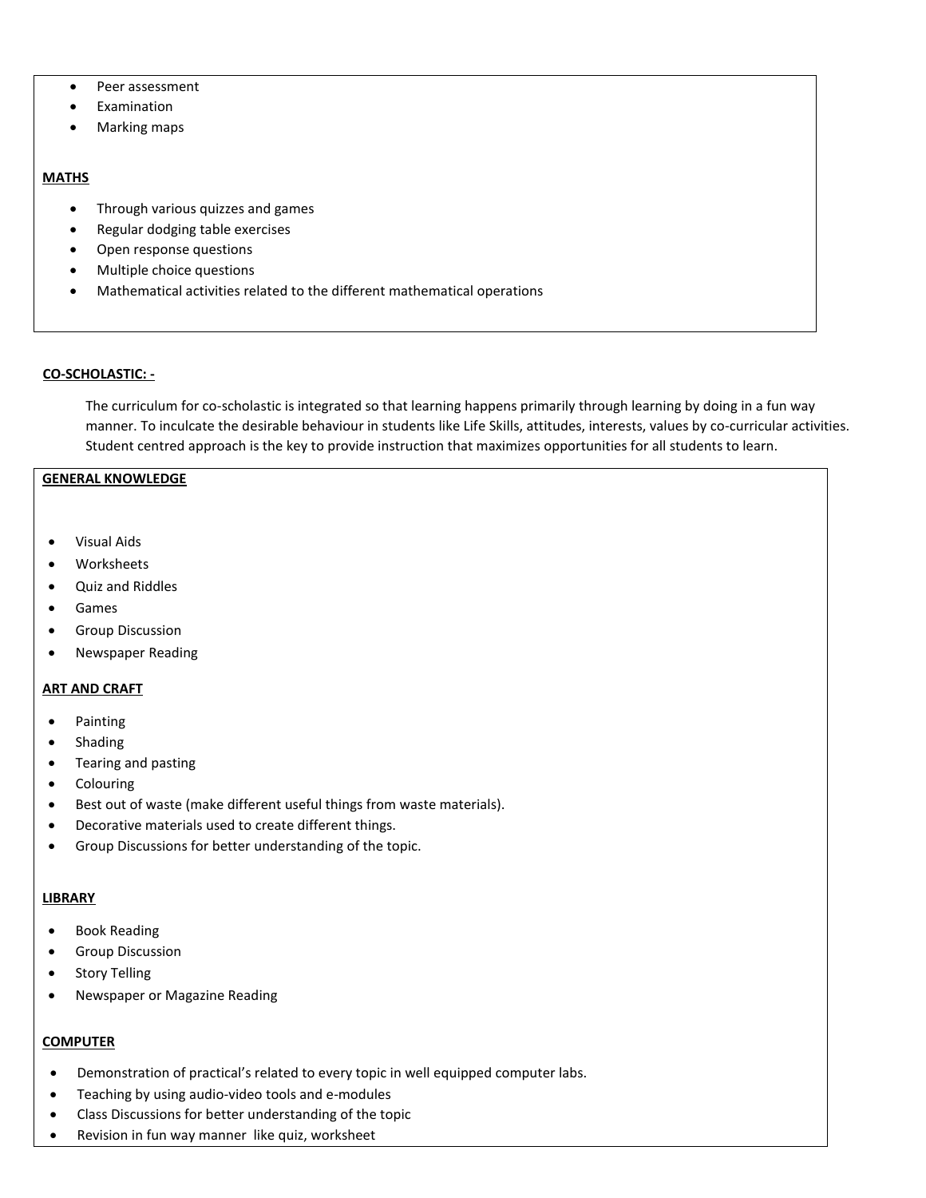- Peer assessment
- Examination
- Marking maps

**MATHS**

- Through various quizzes and games
- Regular dodging table exercises
- Open response questions
- Multiple choice questions
- Mathematical activities related to the different mathematical operations

**CO-SCHOLASTIC: -**

The curriculum for co-scholastic is integrated so that learning happens primarily through learning by doing in a fun way manner. To inculcate the desirable behaviour in students like Life Skills, attitudes, interests, values by co-curricular activities. Student centred approach is the key to provide instruction that maximizes opportunities for all students to learn.

**GENERAL KNOWLEDGE**

- Visual Aids
- Worksheets
- Quiz and Riddles
- Games
- Group Discussion
- Newspaper Reading

**ART AND CRAFT**

- Painting
- Shading
- Tearing and pasting
- Colouring
- Best out of waste (make different useful things from waste materials).
- Decorative materials used to create different things.
- Group Discussions for better understanding of the topic.

**LIBRARY**

- Book Reading
- Group Discussion
- Story Telling
- Newspaper or Magazine Reading

**COMPUTER**

- Demonstration of practical's related to every topic in well equipped computer labs.
- Teaching by using audio-video tools and e-modules
- Class Discussions for better understanding of the topic
- Revision in fun way manner like quiz, worksheet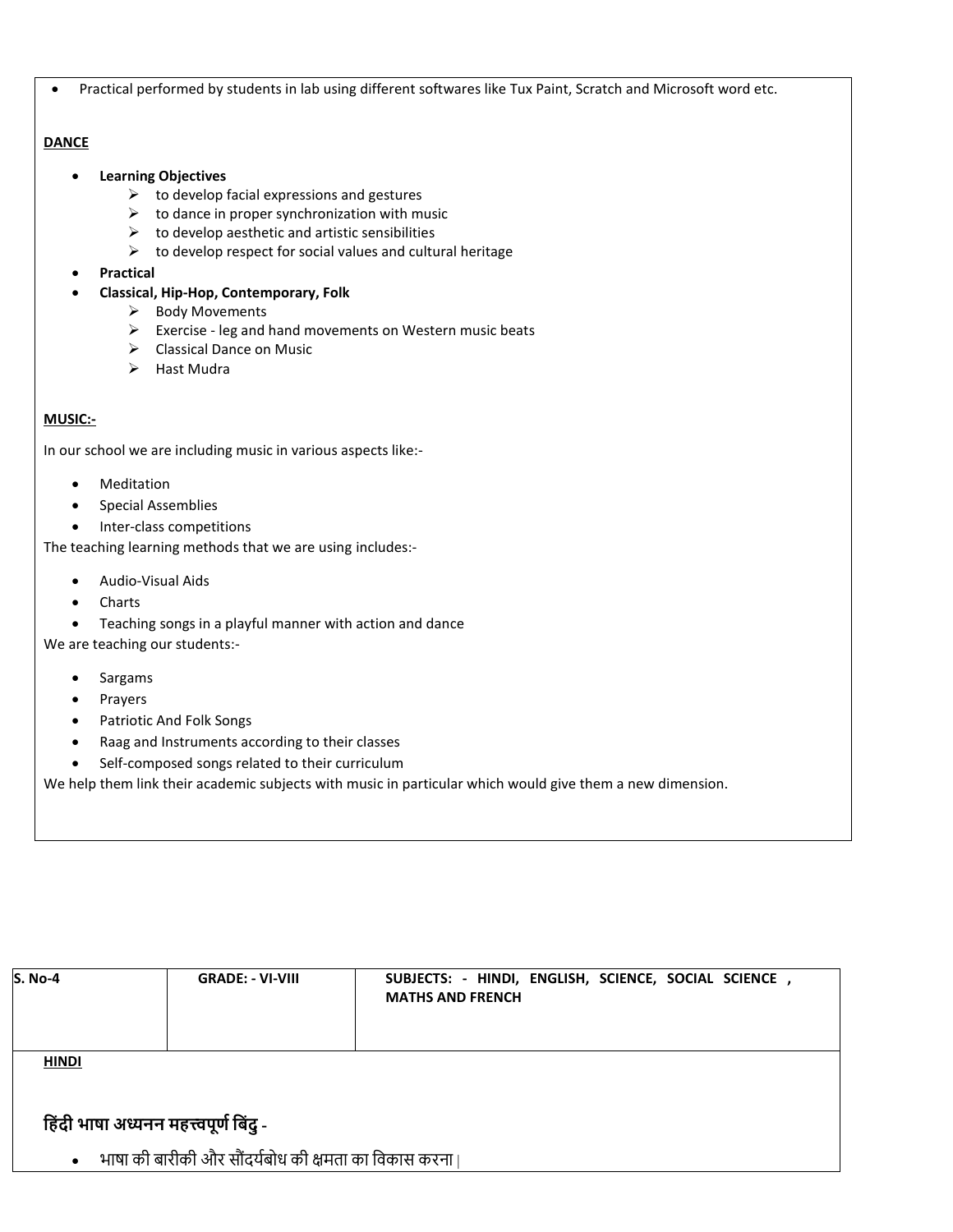- Practical performed by students in lab using different softwares like Tux Paint, Scratch and Microsoft word etc.

**DANCE**

- **Learning Objectives**
  - to develop facial expressions and gestures
  - to dance in proper synchronization with music
  - to develop aesthetic and artistic sensibilities
  - to develop respect for social values and cultural heritage
- **Practical**
- **Classical, Hip-Hop, Contemporary, Folk**
  - Body Movements
  - Exercise - leg and hand movements on Western music beats
  - Classical Dance on Music
  - Hast Mudra

**MUSIC:-**

In our school we are including music in various aspects like:-

- Meditation
- Special Assemblies
- Inter-class competitions

The teaching learning methods that we are using includes:-

- Audio-Visual Aids
- Charts
- Teaching songs in a playful manner with action and dance

We are teaching our students:-

- Sargams
- Prayers
- Patriotic And Folk Songs
- Raag and Instruments according to their classes
- Self-composed songs related to their curriculum

We help them link their academic subjects with music in particular which would give them a new dimension.

| S. No-4 | GRADE: - VI-VIII | SUBJECTS: - HINDI, ENGLISH, SCIENCE, SOCIAL SCIENCE , MATHS AND FRENCH |
| --- | --- | --- |

**HINDI**

## हिंदी भाषा अध्यनन महत्त्वपूर्ण बिंदु -

- भाषा की बारीकी और सौंदर्यबोध की क्षमता का विकास करना |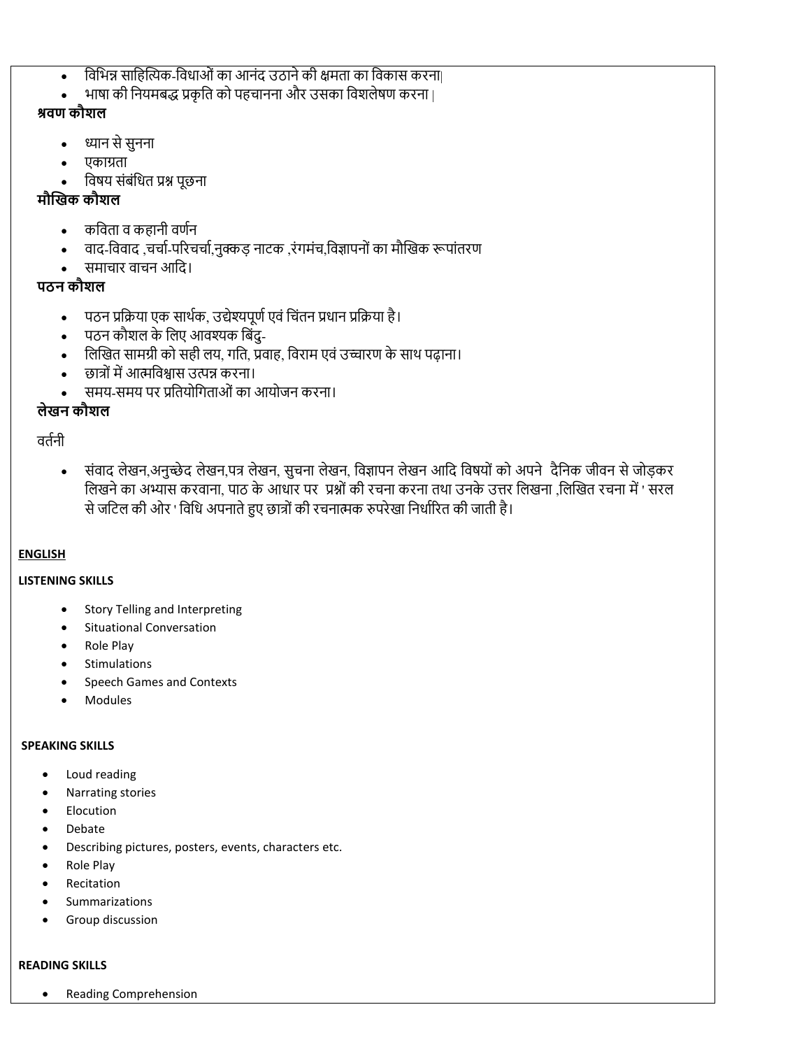- विभिन्न साहित्यिक-विधाओं का आनंद उठाने की क्षमता का विकास करना|
- भाषा की नियमबद्ध प्रकृति को पहचानना और उसका विशलेषण करना |

**श्रवण कौशल**

- ध्यान से सुनना
- एकाग्रता
- विषय संबंधित प्रश्न पूछना

**मौखिक कौशल**

- कविता व कहानी वर्णन
- वाद-विवाद ,चर्चा-परिचर्चा,नुक्कड़ नाटक ,रंगमंच,विज्ञापनों का मौखिक रूपांतरण
- समाचार वाचन आदि।

**पठन कौशल**

- पठन प्रक्रिया एक सार्थक, उद्देश्यपूर्ण एवं चिंतन प्रधान प्रक्रिया है।
- पठन कौशल के लिए आवश्यक बिंदु-
- लिखित सामग्री को सही लय, गति, प्रवाह, विराम एवं उच्चारण के साथ पढ़ाना।
- छात्रों में आत्मविश्वास उत्पन्न करना।
- समय-समय पर प्रतियोगिताओं का आयोजन करना।

**लेखन कौशल**

वर्तनी

- संवाद लेखन,अनुच्छेद लेखन,पत्र लेखन, सुचना लेखन, विज्ञापन लेखन आदि विषयों को अपने दैनिक जीवन से जोड़कर लिखने का अभ्यास करवाना, पाठ के आधार पर प्रश्नों की रचना करना तथा उनके उत्तर लिखना ,लिखित रचना में ' सरल से जटिल की ओर ' विधि अपनाते हुए छात्रों की रचनात्मक रुपरेखा निर्धारित की जाती है।

**ENGLISH**

**LISTENING SKILLS**

- Story Telling and Interpreting
- Situational Conversation
- Role Play
- Stimulations
- Speech Games and Contexts
- Modules

**SPEAKING SKILLS**

- Loud reading
- Narrating stories
- Elocution
- Debate
- Describing pictures, posters, events, characters etc.
- Role Play
- Recitation
- Summarizations
- Group discussion

**READING SKILLS**

- Reading Comprehension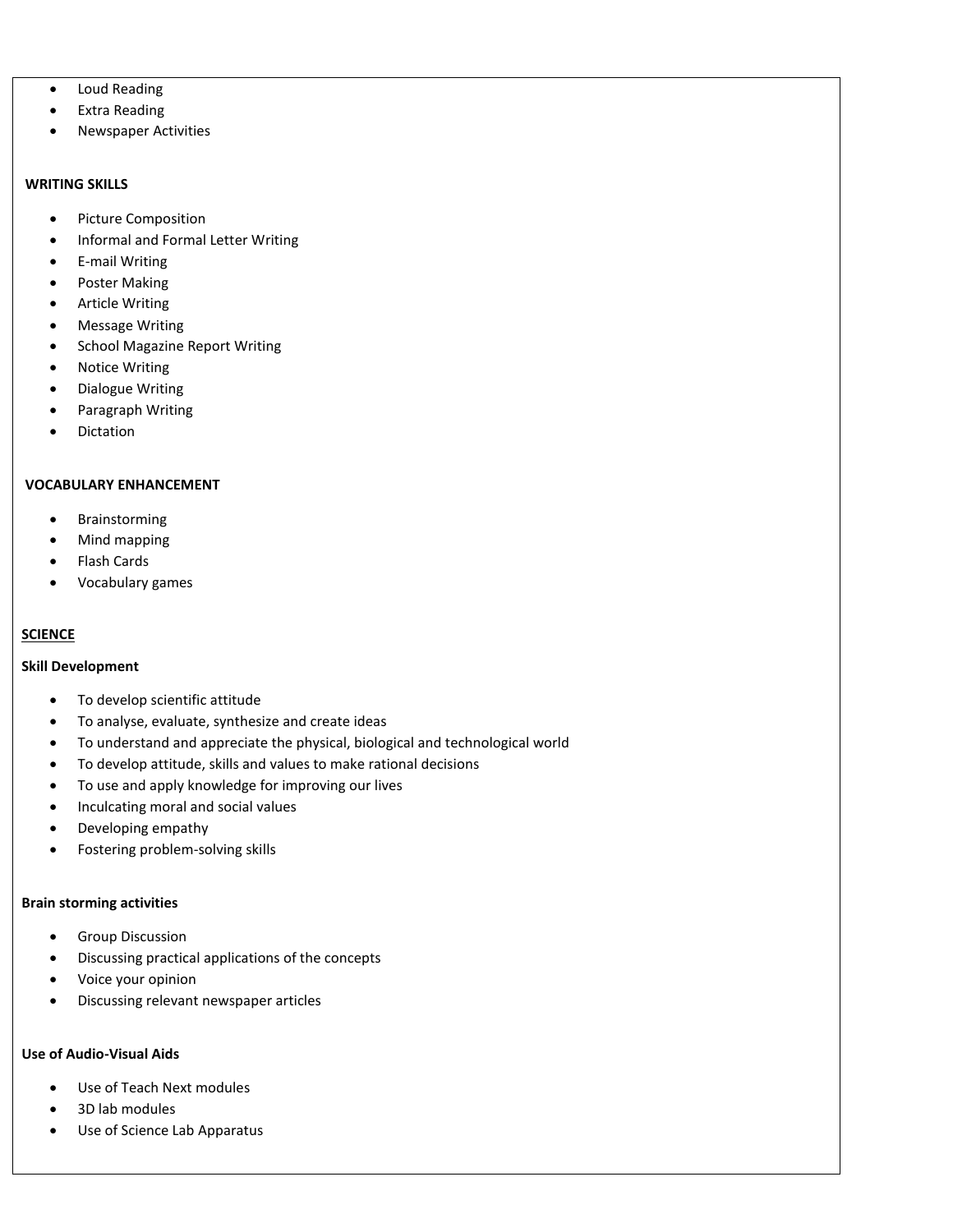- Loud Reading
- Extra Reading
- Newspaper Activities

**WRITING SKILLS**

- Picture Composition
- Informal and Formal Letter Writing
- E-mail Writing
- Poster Making
- Article Writing
- Message Writing
- School Magazine Report Writing
- Notice Writing
- Dialogue Writing
- Paragraph Writing
- Dictation

**VOCABULARY ENHANCEMENT**

- Brainstorming
- Mind mapping
- Flash Cards
- Vocabulary games

## SCIENCE

**Skill Development**

- To develop scientific attitude
- To analyse, evaluate, synthesize and create ideas
- To understand and appreciate the physical, biological and technological world
- To develop attitude, skills and values to make rational decisions
- To use and apply knowledge for improving our lives
- Inculcating moral and social values
- Developing empathy
- Fostering problem-solving skills

**Brain storming activities**

- Group Discussion
- Discussing practical applications of the concepts
- Voice your opinion
- Discussing relevant newspaper articles

**Use of Audio-Visual Aids**

- Use of Teach Next modules
- 3D lab modules
- Use of Science Lab Apparatus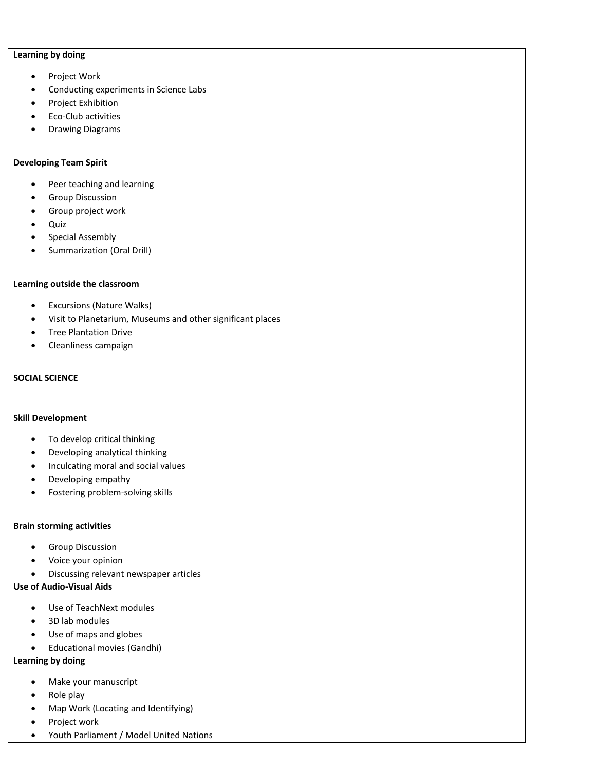**Learning by doing**

- Project Work
- Conducting experiments in Science Labs
- Project Exhibition
- Eco-Club activities
- Drawing Diagrams

**Developing Team Spirit**

- Peer teaching and learning
- Group Discussion
- Group project work
- Quiz
- Special Assembly
- Summarization (Oral Drill)

**Learning outside the classroom**

- Excursions (Nature Walks)
- Visit to Planetarium, Museums and other significant places
- Tree Plantation Drive
- Cleanliness campaign

## SOCIAL SCIENCE

**Skill Development**

- To develop critical thinking
- Developing analytical thinking
- Inculcating moral and social values
- Developing empathy
- Fostering problem-solving skills

**Brain storming activities**

- Group Discussion
- Voice your opinion
- Discussing relevant newspaper articles

**Use of Audio-Visual Aids**

- Use of TeachNext modules
- 3D lab modules
- Use of maps and globes
- Educational movies (Gandhi)

**Learning by doing**

- Make your manuscript
- Role play
- Map Work (Locating and Identifying)
- Project work
- Youth Parliament / Model United Nations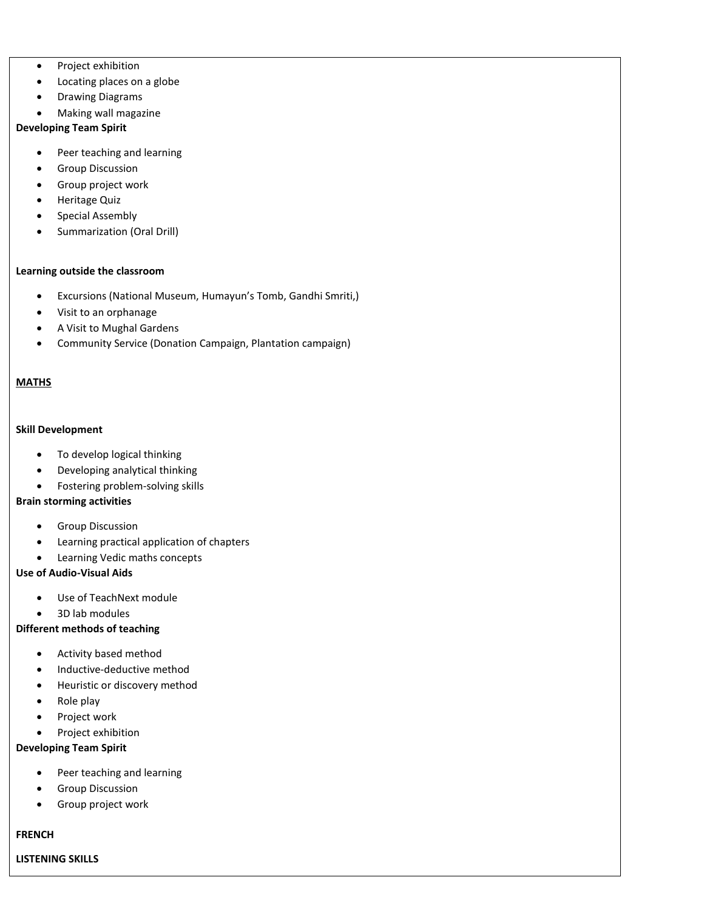- Project exhibition
- Locating places on a globe
- Drawing Diagrams
- Making wall magazine

**Developing Team Spirit**

- Peer teaching and learning
- Group Discussion
- Group project work
- Heritage Quiz
- Special Assembly
- Summarization (Oral Drill)

**Learning outside the classroom**

- Excursions (National Museum, Humayun's Tomb, Gandhi Smriti,)
- Visit to an orphanage
- A Visit to Mughal Gardens
- Community Service (Donation Campaign, Plantation campaign)

## MATHS

**Skill Development**

- To develop logical thinking
- Developing analytical thinking
- Fostering problem-solving skills

**Brain storming activities**

- Group Discussion
- Learning practical application of chapters
- Learning Vedic maths concepts

**Use of Audio-Visual Aids**

- Use of TeachNext module
- 3D lab modules

**Different methods of teaching**

- Activity based method
- Inductive-deductive method
- Heuristic or discovery method
- Role play
- Project work
- Project exhibition

**Developing Team Spirit**

- Peer teaching and learning
- Group Discussion
- Group project work

## FRENCH

**LISTENING SKILLS**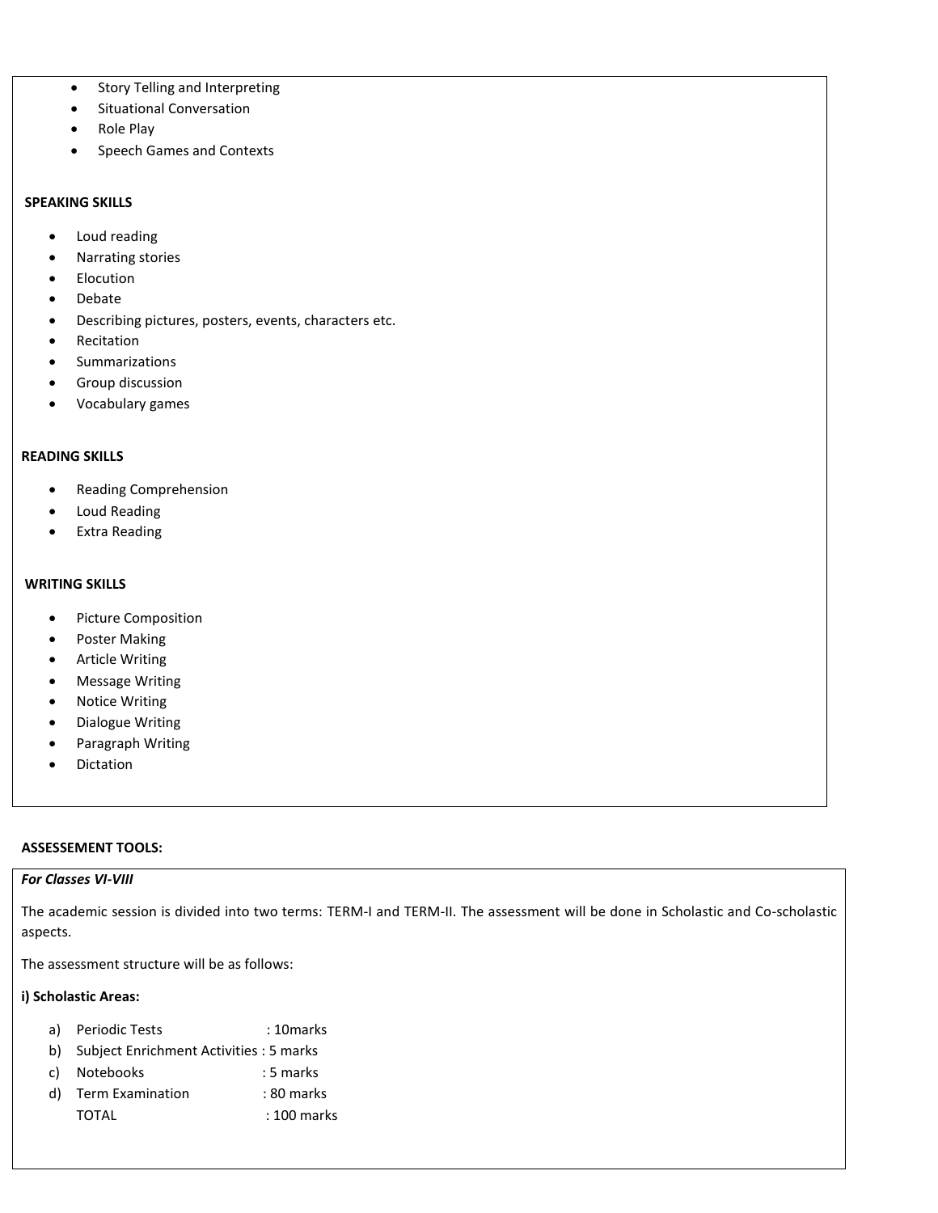- Story Telling and Interpreting
- Situational Conversation
- Role Play
- Speech Games and Contexts

**SPEAKING SKILLS**

- Loud reading
- Narrating stories
- Elocution
- Debate
- Describing pictures, posters, events, characters etc.
- Recitation
- Summarizations
- Group discussion
- Vocabulary games

**READING SKILLS**

- Reading Comprehension
- Loud Reading
- Extra Reading

**WRITING SKILLS**

- Picture Composition
- Poster Making
- Article Writing
- Message Writing
- Notice Writing
- Dialogue Writing
- Paragraph Writing
- Dictation

**ASSESSEMENT TOOLS:**

***For Classes VI-VIII***

The academic session is divided into two terms: TERM-I and TERM-II. The assessment will be done in Scholastic and Co-scholastic aspects.

The assessment structure will be as follows:

**i) Scholastic Areas:**

a) Periodic Tests : 10marks
b) Subject Enrichment Activities : 5 marks
c) Notebooks : 5 marks
d) Term Examination : 80 marks
TOTAL : 100 marks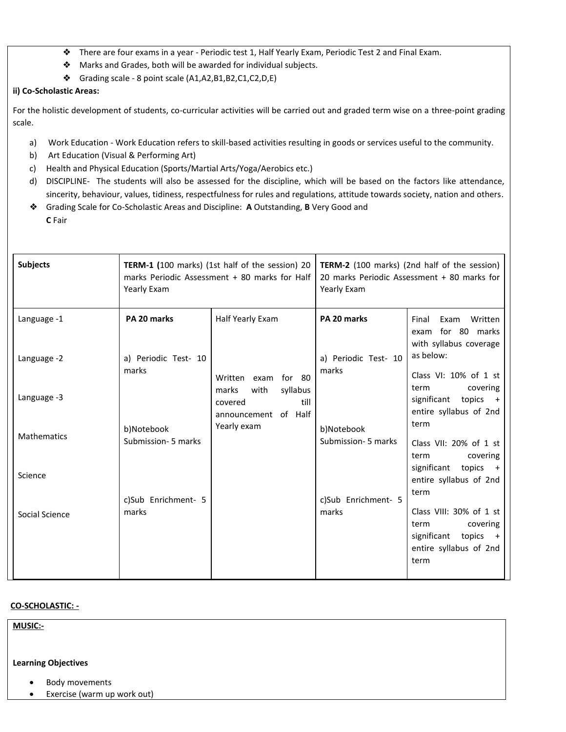- There are four exams in a year - Periodic test 1, Half Yearly Exam, Periodic Test 2 and Final Exam.
- Marks and Grades, both will be awarded for individual subjects.
- Grading scale - 8 point scale (A1,A2,B1,B2,C1,C2,D,E)

**ii) Co-Scholastic Areas:**

For the holistic development of students, co-curricular activities will be carried out and graded term wise on a three-point grading scale.

a) Work Education - Work Education refers to skill-based activities resulting in goods or services useful to the community.
b) Art Education (Visual & Performing Art)
c) Health and Physical Education (Sports/Martial Arts/Yoga/Aerobics etc.)
d) DISCIPLINE- The students will also be assessed for the discipline, which will be based on the factors like attendance, sincerity, behaviour, values, tidiness, respectfulness for rules and regulations, attitude towards society, nation and others.

- Grading Scale for Co-Scholastic Areas and Discipline: **A** Outstanding, **B** Very Good and **C** Fair

| **Subjects** | **TERM-1 (**100 marks) (1st half of the session) 20 marks Periodic Assessment + 80 marks for Half Yearly Exam | | **TERM-2** (100 marks) (2nd half of the session) 20 marks Periodic Assessment + 80 marks for Yearly Exam | |
|---|---|---|---|---|
| Language -1<br>Language -2<br>Language -3<br>Mathematics<br>Science<br>Social Science | **PA 20 marks**<br>a) Periodic Test- 10 marks<br>b)Notebook Submission- 5 marks<br>c)Sub Enrichment- 5 marks | Half Yearly Exam<br>Written exam for 80 marks with syllabus covered till announcement of Half Yearly exam | **PA 20 marks**<br>a) Periodic Test- 10 marks<br>b)Notebook Submission- 5 marks<br>c)Sub Enrichment- 5 marks | Final Exam Written exam for 80 marks with syllabus coverage as below:<br>Class VI: 10% of 1 st term covering significant topics + entire syllabus of 2nd term<br>Class VII: 20% of 1 st term covering significant topics + entire syllabus of 2nd term<br>Class VIII: 30% of 1 st term covering significant topics + entire syllabus of 2nd term |

**CO-SCHOLASTIC: -**

**MUSIC:-**

**Learning Objectives**

- Body movements
- Exercise (warm up work out)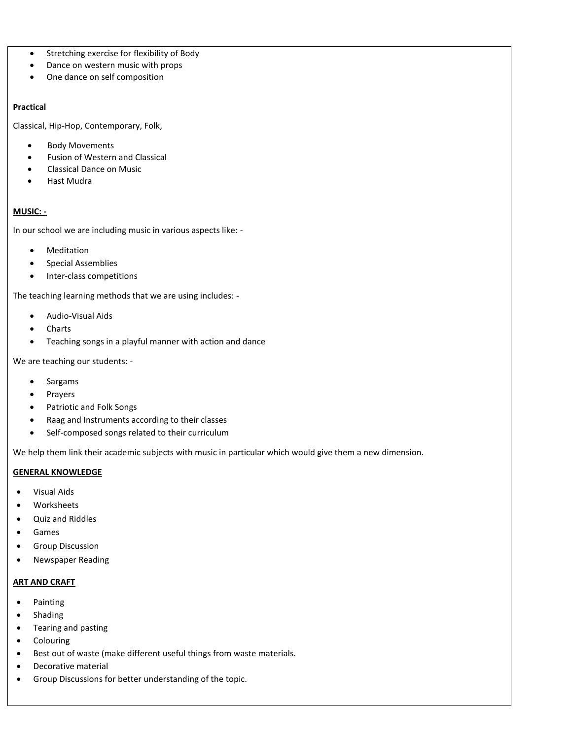- Stretching exercise for flexibility of Body
- Dance on western music with props
- One dance on self composition

**Practical**

Classical, Hip-Hop, Contemporary, Folk,

- Body Movements
- Fusion of Western and Classical
- Classical Dance on Music
- Hast Mudra

**MUSIC: -**

In our school we are including music in various aspects like: -

- Meditation
- Special Assemblies
- Inter-class competitions

The teaching learning methods that we are using includes: -

- Audio-Visual Aids
- Charts
- Teaching songs in a playful manner with action and dance

We are teaching our students: -

- Sargams
- Prayers
- Patriotic and Folk Songs
- Raag and Instruments according to their classes
- Self-composed songs related to their curriculum

We help them link their academic subjects with music in particular which would give them a new dimension.

**GENERAL KNOWLEDGE**

- Visual Aids
- Worksheets
- Quiz and Riddles
- Games
- Group Discussion
- Newspaper Reading

**ART AND CRAFT**

- Painting
- Shading
- Tearing and pasting
- Colouring
- Best out of waste (make different useful things from waste materials.
- Decorative material
- Group Discussions for better understanding of the topic.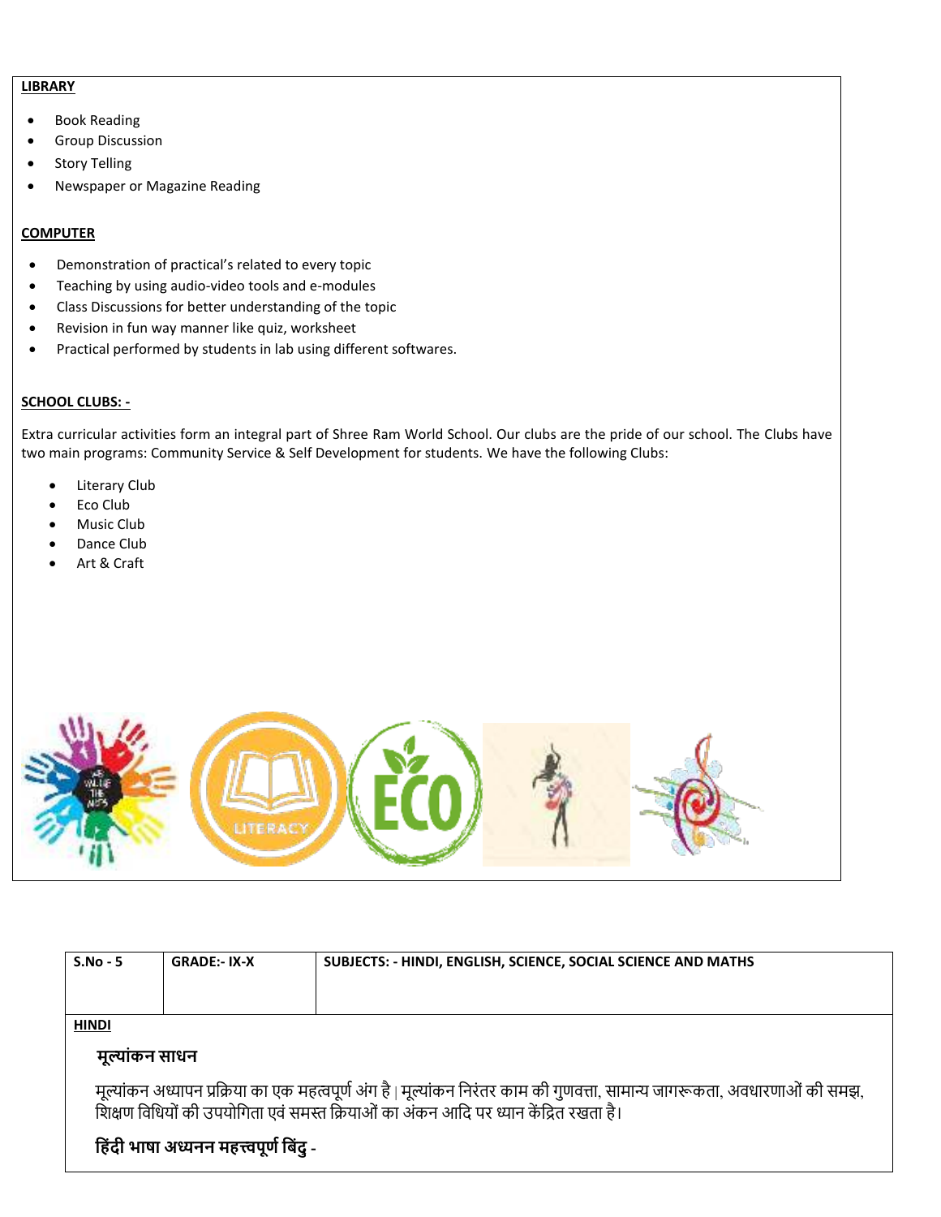**LIBRARY**

- Book Reading
- Group Discussion
- Story Telling
- Newspaper or Magazine Reading

**COMPUTER**

- Demonstration of practical's related to every topic
- Teaching by using audio-video tools and e-modules
- Class Discussions for better understanding of the topic
- Revision in fun way manner like quiz, worksheet
- Practical performed by students in lab using different softwares.

**SCHOOL CLUBS: -**

Extra curricular activities form an integral part of Shree Ram World School. Our clubs are the pride of our school. The Clubs have two main programs: Community Service & Self Development for students. We have the following Clubs:

- Literary Club
- Eco Club
- Music Club
- Dance Club
- Art & Craft

| S.No - 5 | GRADE:- IX-X | SUBJECTS: - HINDI, ENGLISH, SCIENCE, SOCIAL SCIENCE AND MATHS |
|---|---|---|

**HINDI**

**मूल्यांकन साधन**

मूल्यांकन अध्यापन प्रक्रिया का एक महत्वपूर्ण अंग है | मूल्यांकन निरंतर काम की गुणवत्ता, सामान्य जागरूकता, अवधारणाओं की समझ, शिक्षण विधियों की उपयोगिता एवं समस्त क्रियाओं का अंकन आदि पर ध्यान केंद्रित रखता है।

**हिंदी भाषा अध्यनन महत्त्वपूर्ण बिंदु -**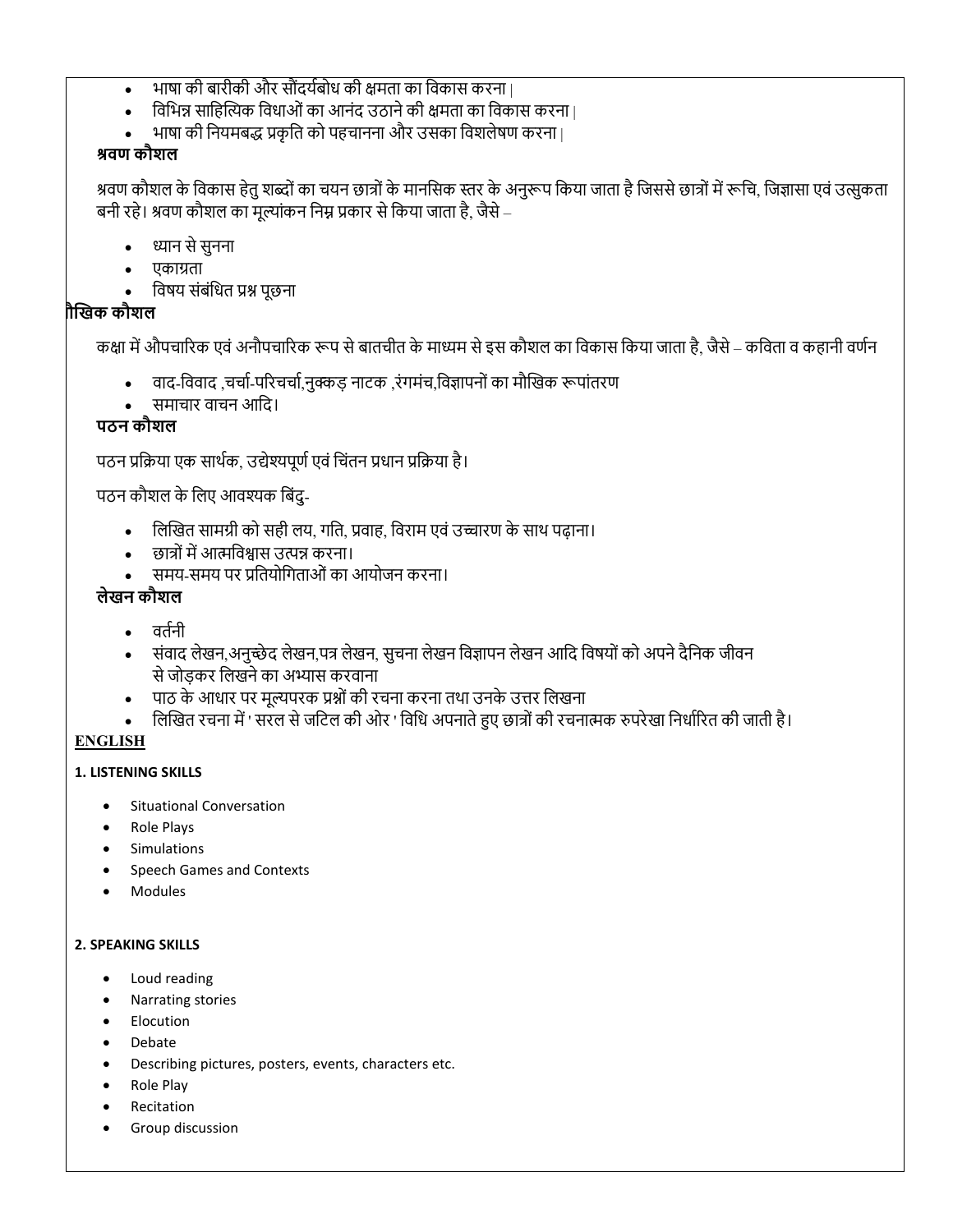- भाषा की बारीकी और सौंदर्यबोध की क्षमता का विकास करना |
- विभिन्न साहित्यिक विधाओं का आनंद उठाने की क्षमता का विकास करना |
- भाषा की नियमबद्ध प्रकृति को पहचानना और उसका विशलेषण करना |

**श्रवण कौशल**

श्रवण कौशल के विकास हेतु शब्दों का चयन छात्रों के मानसिक स्तर के अनुरूप किया जाता है जिससे छात्रों में रूचि, जिज्ञासा एवं उत्सुकता बनी रहे। श्रवण कौशल का मूल्यांकन निम्न प्रकार से किया जाता है, जैसे –

- ध्यान से सुनना
- एकाग्रता
- विषय संबंधित प्रश्न पूछना

**मौखिक कौशल**

कक्षा में औपचारिक एवं अनौपचारिक रूप से बातचीत के माध्यम से इस कौशल का विकास किया जाता है, जैसे – कविता व कहानी वर्णन

- वाद-विवाद ,चर्चा-परिचर्चा,नुक्कड़ नाटक ,रंगमंच,विज्ञापनों का मौखिक रूपांतरण
- समाचार वाचन आदि।

**पठन कौशल**

पठन प्रक्रिया एक सार्थक, उद्येश्यपूर्ण एवं चिंतन प्रधान प्रक्रिया है।

पठन कौशल के लिए आवश्यक बिंदु-

- लिखित सामग्री को सही लय, गति, प्रवाह, विराम एवं उच्चारण के साथ पढ़ाना।
- छात्रों में आत्मविश्वास उत्पन्न करना।
- समय-समय पर प्रतियोगिताओं का आयोजन करना।

**लेखन कौशल**

- वर्तनी
- संवाद लेखन,अनुच्छेद लेखन,पत्र लेखन, सुचना लेखन विज्ञापन लेखन आदि विषयों को अपने दैनिक जीवन से जोड़कर लिखने का अभ्यास करवाना
- पाठ के आधार पर मूल्यपरक प्रश्नों की रचना करना तथा उनके उत्तर लिखना
- लिखित रचना में ' सरल से जटिल की ओर ' विधि अपनाते हुए छात्रों की रचनात्मक रुपरेखा निर्धारित की जाती है।

**ENGLISH**

**1. LISTENING SKILLS**

- Situational Conversation
- Role Plays
- Simulations
- Speech Games and Contexts
- Modules

**2. SPEAKING SKILLS**

- Loud reading
- Narrating stories
- Elocution
- Debate
- Describing pictures, posters, events, characters etc.
- Role Play
- Recitation
- Group discussion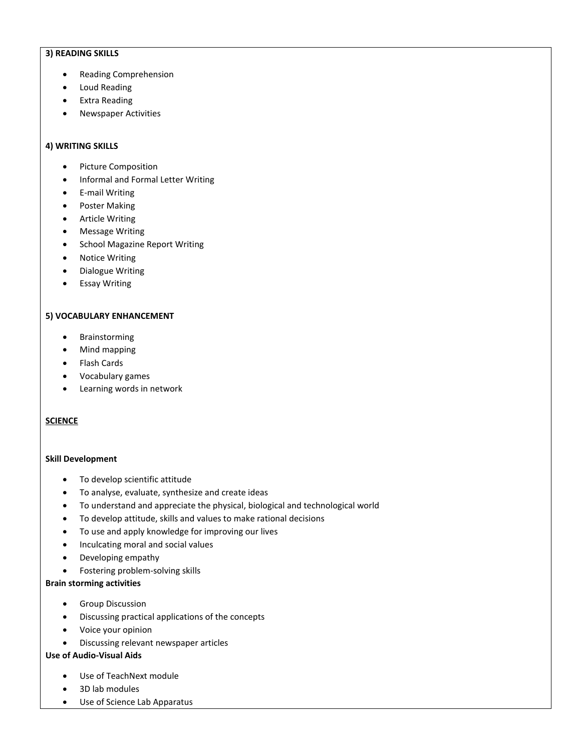**3) READING SKILLS**

- Reading Comprehension
- Loud Reading
- Extra Reading
- Newspaper Activities

**4) WRITING SKILLS**

- Picture Composition
- Informal and Formal Letter Writing
- E-mail Writing
- Poster Making
- Article Writing
- Message Writing
- School Magazine Report Writing
- Notice Writing
- Dialogue Writing
- Essay Writing

**5) VOCABULARY ENHANCEMENT**

- Brainstorming
- Mind mapping
- Flash Cards
- Vocabulary games
- Learning words in network

**SCIENCE**

**Skill Development**

- To develop scientific attitude
- To analyse, evaluate, synthesize and create ideas
- To understand and appreciate the physical, biological and technological world
- To develop attitude, skills and values to make rational decisions
- To use and apply knowledge for improving our lives
- Inculcating moral and social values
- Developing empathy
- Fostering problem-solving skills

**Brain storming activities**

- Group Discussion
- Discussing practical applications of the concepts
- Voice your opinion
- Discussing relevant newspaper articles

**Use of Audio-Visual Aids**

- Use of TeachNext module
- 3D lab modules
- Use of Science Lab Apparatus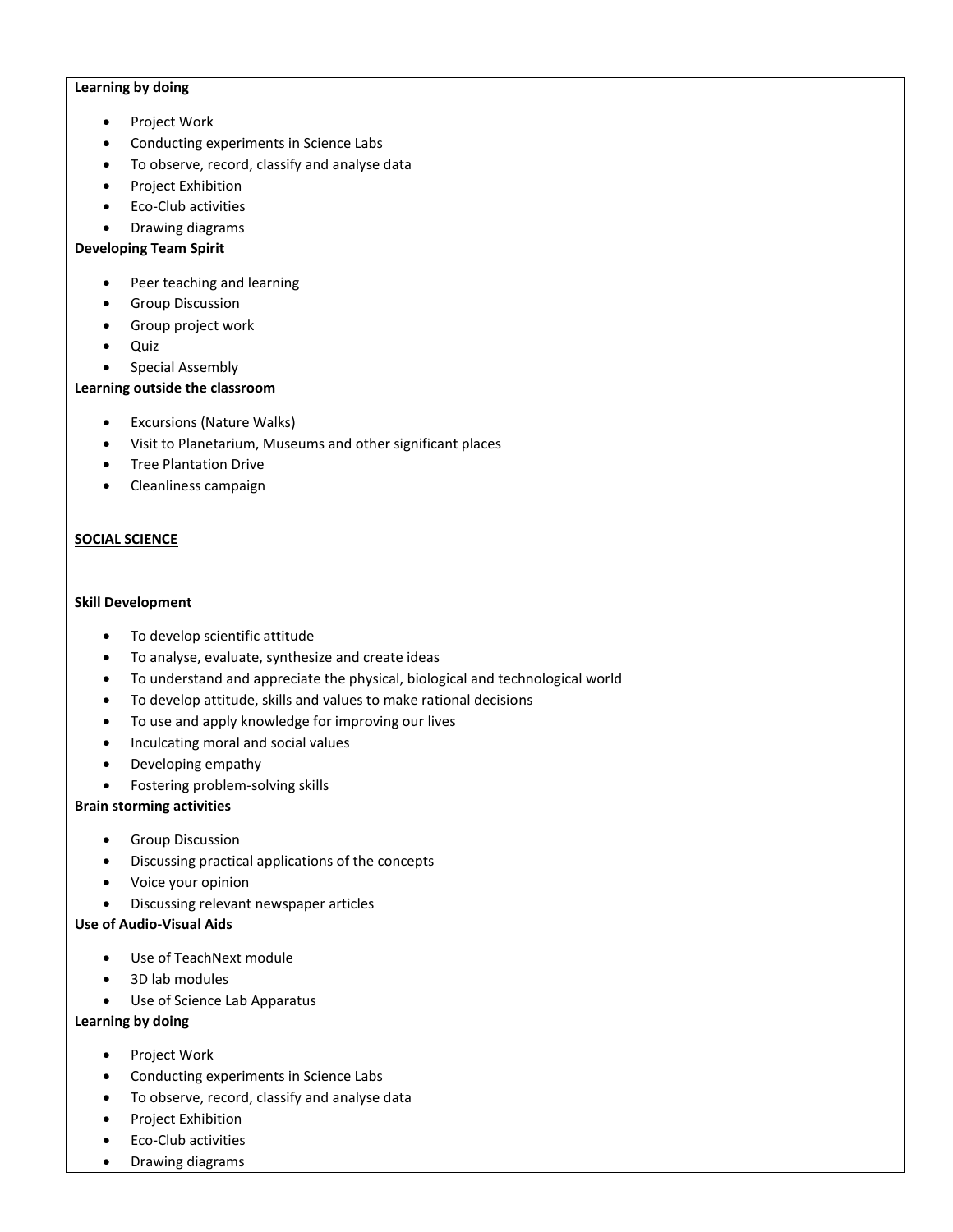**Learning by doing**

- Project Work
- Conducting experiments in Science Labs
- To observe, record, classify and analyse data
- Project Exhibition
- Eco-Club activities
- Drawing diagrams

**Developing Team Spirit**

- Peer teaching and learning
- Group Discussion
- Group project work
- Quiz
- Special Assembly

**Learning outside the classroom**

- Excursions (Nature Walks)
- Visit to Planetarium, Museums and other significant places
- Tree Plantation Drive
- Cleanliness campaign

<u>**SOCIAL SCIENCE**</u>

**Skill Development**

- To develop scientific attitude
- To analyse, evaluate, synthesize and create ideas
- To understand and appreciate the physical, biological and technological world
- To develop attitude, skills and values to make rational decisions
- To use and apply knowledge for improving our lives
- Inculcating moral and social values
- Developing empathy
- Fostering problem-solving skills

**Brain storming activities**

- Group Discussion
- Discussing practical applications of the concepts
- Voice your opinion
- Discussing relevant newspaper articles

**Use of Audio-Visual Aids**

- Use of TeachNext module
- 3D lab modules
- Use of Science Lab Apparatus

**Learning by doing**

- Project Work
- Conducting experiments in Science Labs
- To observe, record, classify and analyse data
- Project Exhibition
- Eco-Club activities
- Drawing diagrams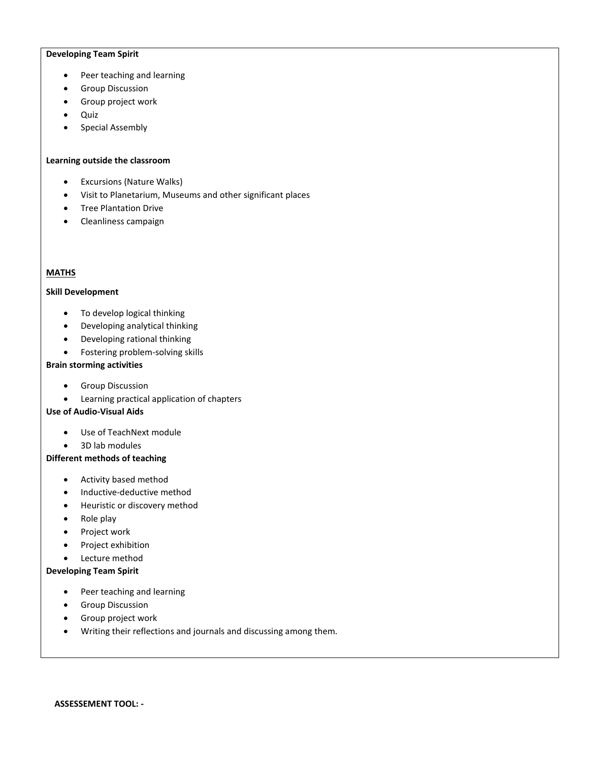**Developing Team Spirit**

- Peer teaching and learning
- Group Discussion
- Group project work
- Quiz
- Special Assembly

**Learning outside the classroom**

- Excursions (Nature Walks)
- Visit to Planetarium, Museums and other significant places
- Tree Plantation Drive
- Cleanliness campaign

## MATHS

**Skill Development**

- To develop logical thinking
- Developing analytical thinking
- Developing rational thinking
- Fostering problem-solving skills

**Brain storming activities**

- Group Discussion
- Learning practical application of chapters

**Use of Audio-Visual Aids**

- Use of TeachNext module
- 3D lab modules

**Different methods of teaching**

- Activity based method
- Inductive-deductive method
- Heuristic or discovery method
- Role play
- Project work
- Project exhibition
- Lecture method

**Developing Team Spirit**

- Peer teaching and learning
- Group Discussion
- Group project work
- Writing their reflections and journals and discussing among them.

**ASSESEMENT TOOL: -**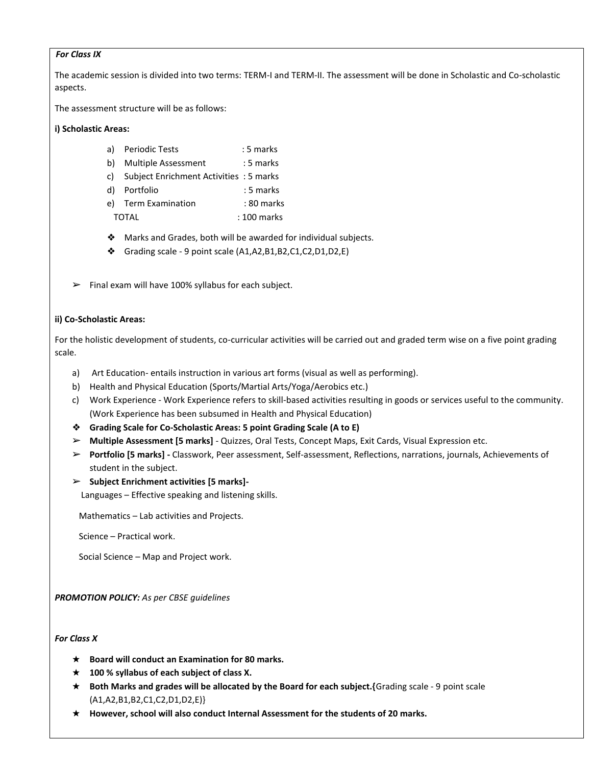***For Class IX***

The academic session is divided into two terms: TERM-I and TERM-II. The assessment will be done in Scholastic and Co-scholastic aspects.

The assessment structure will be as follows:

**i) Scholastic Areas:**

a) Periodic Tests : 5 marks
b) Multiple Assessment : 5 marks
c) Subject Enrichment Activities : 5 marks
d) Portfolio : 5 marks
e) Term Examination : 80 marks
TOTAL : 100 marks

- ❖ Marks and Grades, both will be awarded for individual subjects.
- ❖ Grading scale - 9 point scale (A1,A2,B1,B2,C1,C2,D1,D2,E)

- ➢ Final exam will have 100% syllabus for each subject.

**ii) Co-Scholastic Areas:**

For the holistic development of students, co-curricular activities will be carried out and graded term wise on a five point grading scale.

a) Art Education- entails instruction in various art forms (visual as well as performing).
b) Health and Physical Education (Sports/Martial Arts/Yoga/Aerobics etc.)
c) Work Experience - Work Experience refers to skill-based activities resulting in goods or services useful to the community. (Work Experience has been subsumed in Health and Physical Education)

- ❖ **Grading Scale for Co-Scholastic Areas: 5 point Grading Scale (A to E)**
- ➢ **Multiple Assessment [5 marks]** - Quizzes, Oral Tests, Concept Maps, Exit Cards, Visual Expression etc.
- ➢ **Portfolio [5 marks] -** Classwork, Peer assessment, Self-assessment, Reflections, narrations, journals, Achievements of student in the subject.
- ➢ **Subject Enrichment activities [5 marks]-**

  Languages – Effective speaking and listening skills.

  Mathematics – Lab activities and Projects.

  Science – Practical work.

  Social Science – Map and Project work.

***PROMOTION POLICY:*** *As per CBSE guidelines*

***For Class X***

- ★ **Board will conduct an Examination for 80 marks.**
- ★ **100 % syllabus of each subject of class X.**
- ★ **Both Marks and grades will be allocated by the Board for each subject.{**Grading scale - 9 point scale (A1,A2,B1,B2,C1,C2,D1,D2,E)}
- ★ **However, school will also conduct Internal Assessment for the students of 20 marks.**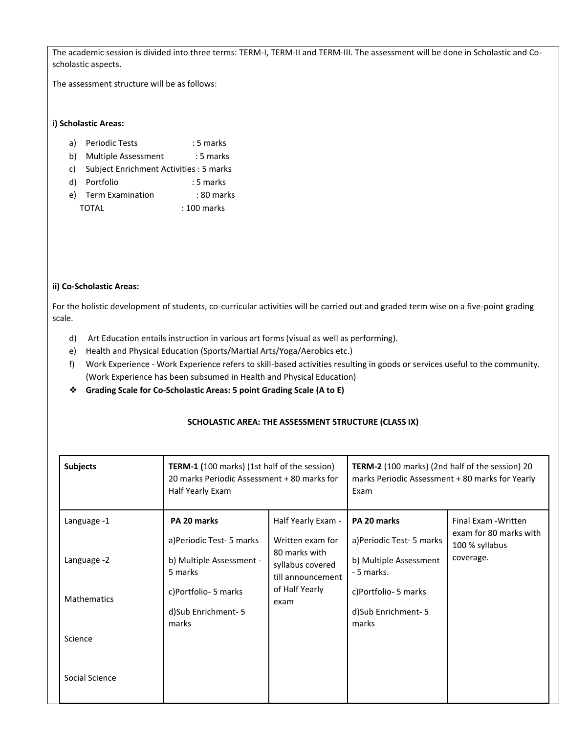The academic session is divided into three terms: TERM-I, TERM-II and TERM-III. The assessment will be done in Scholastic and Co-scholastic aspects.

The assessment structure will be as follows:

**i) Scholastic Areas:**

a) Periodic Tests : 5 marks
b) Multiple Assessment : 5 marks
c) Subject Enrichment Activities : 5 marks
d) Portfolio : 5 marks
e) Term Examination : 80 marks
TOTAL : 100 marks

**ii) Co-Scholastic Areas:**

For the holistic development of students, co-curricular activities will be carried out and graded term wise on a five-point grading scale.

d) Art Education entails instruction in various art forms (visual as well as performing).
e) Health and Physical Education (Sports/Martial Arts/Yoga/Aerobics etc.)
f) Work Experience - Work Experience refers to skill-based activities resulting in goods or services useful to the community. (Work Experience has been subsumed in Health and Physical Education)

- **Grading Scale for Co-Scholastic Areas: 5 point Grading Scale (A to E)**

**SCHOLASTIC AREA: THE ASSESSMENT STRUCTURE (CLASS IX)**

| **Subjects** | **TERM-1 (**100 marks) (1st half of the session) 20 marks Periodic Assessment + 80 marks for Half Yearly Exam | | **TERM-2** (100 marks) (2nd half of the session) 20 marks Periodic Assessment + 80 marks for Yearly Exam | |
|---|---|---|---|---|
| Language -1<br>Language -2<br>Mathematics<br>Science<br>Social Science | **PA 20 marks**<br>a)Periodic Test- 5 marks<br>b) Multiple Assessment - 5 marks<br>c)Portfolio- 5 marks<br>d)Sub Enrichment- 5 marks | Half Yearly Exam - Written exam for 80 marks with syllabus covered till announcement of Half Yearly exam | **PA 20 marks**<br>a)Periodic Test- 5 marks<br>b) Multiple Assessment - 5 marks.<br>c)Portfolio- 5 marks<br>d)Sub Enrichment- 5 marks | Final Exam -Written exam for 80 marks with 100 % syllabus coverage. |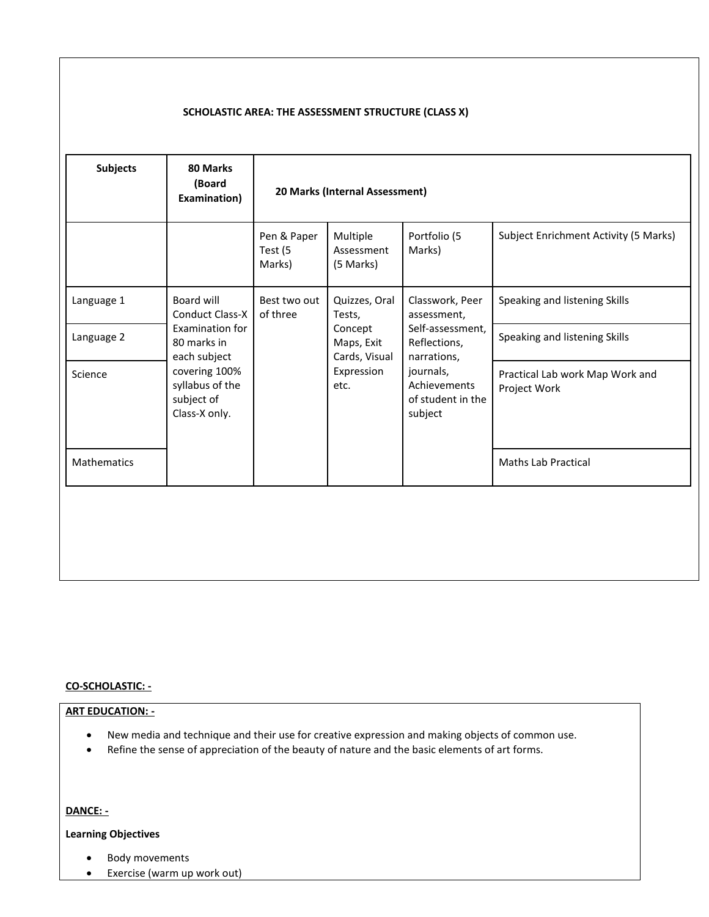### SCHOLASTIC AREA: THE ASSESSMENT STRUCTURE (CLASS X)

| Subjects | 80 Marks (Board Examination) | 20 Marks (Internal Assessment) | | | |
|---|---|---|---|---|---|
| | | Pen & Paper Test (5 Marks) | Multiple Assessment (5 Marks) | Portfolio (5 Marks) | Subject Enrichment Activity (5 Marks) |
| Language 1 | Board will Conduct Class-X Examination for 80 marks in each subject covering 100% syllabus of the subject of Class-X only. | Best two out of three | Quizzes, Oral Tests, Concept Maps, Exit Cards, Visual Expression etc. | Classwork, Peer assessment, Self-assessment, Reflections, narrations, journals, Achievements of student in the subject | Speaking and listening Skills |
| Language 2 | | | | | Speaking and listening Skills |
| Science | | | | | Practical Lab work Map Work and Project Work |
| Mathematics | | | | | Maths Lab Practical |

**CO-SCHOLASTIC: -**

**ART EDUCATION: -**

- New media and technique and their use for creative expression and making objects of common use.
- Refine the sense of appreciation of the beauty of nature and the basic elements of art forms.

**DANCE: -**

**Learning Objectives**

- Body movements
- Exercise (warm up work out)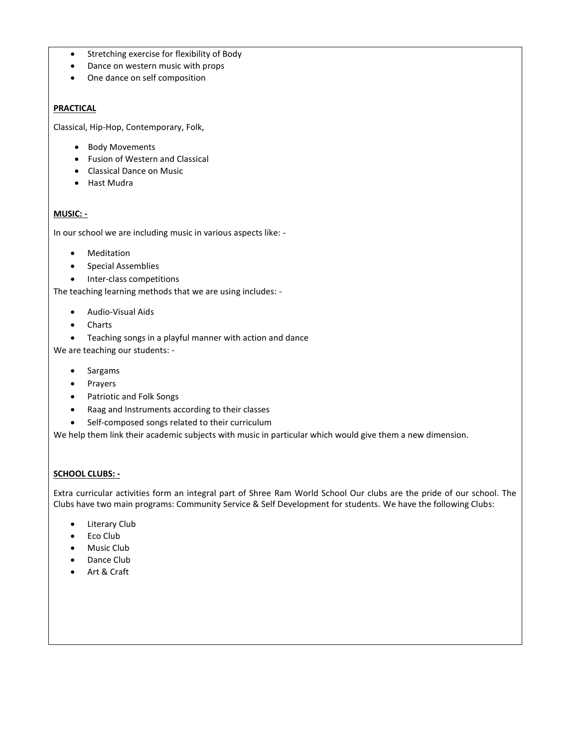- Stretching exercise for flexibility of Body
- Dance on western music with props
- One dance on self composition

**PRACTICAL**

Classical, Hip-Hop, Contemporary, Folk,

- Body Movements
- Fusion of Western and Classical
- Classical Dance on Music
- Hast Mudra

**MUSIC: -**

In our school we are including music in various aspects like: -

- Meditation
- Special Assemblies
- Inter-class competitions

The teaching learning methods that we are using includes: -

- Audio-Visual Aids
- Charts
- Teaching songs in a playful manner with action and dance

We are teaching our students: -

- Sargams
- Prayers
- Patriotic and Folk Songs
- Raag and Instruments according to their classes
- Self-composed songs related to their curriculum

We help them link their academic subjects with music in particular which would give them a new dimension.

**SCHOOL CLUBS: -**

Extra curricular activities form an integral part of Shree Ram World School Our clubs are the pride of our school. The Clubs have two main programs: Community Service & Self Development for students. We have the following Clubs:

- Literary Club
- Eco Club
- Music Club
- Dance Club
- Art & Craft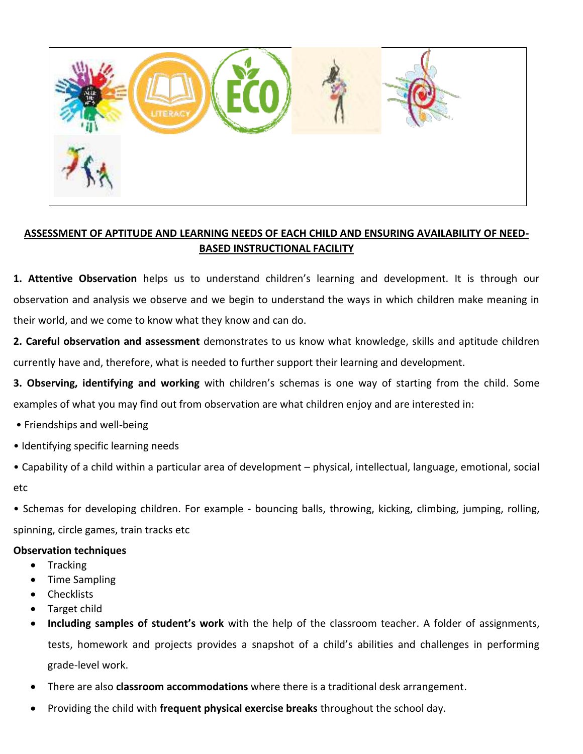## ASSESSMENT OF APTITUDE AND LEARNING NEEDS OF EACH CHILD AND ENSURING AVAILABILITY OF NEED-BASED INSTRUCTIONAL FACILITY

**1. Attentive Observation** helps us to understand children's learning and development. It is through our observation and analysis we observe and we begin to understand the ways in which children make meaning in their world, and we come to know what they know and can do.

**2. Careful observation and assessment** demonstrates to us know what knowledge, skills and aptitude children currently have and, therefore, what is needed to further support their learning and development.

**3. Observing, identifying and working** with children's schemas is one way of starting from the child. Some examples of what you may find out from observation are what children enjoy and are interested in:

- Friendships and well-being
- Identifying specific learning needs
- Capability of a child within a particular area of development – physical, intellectual, language, emotional, social etc
- Schemas for developing children. For example - bouncing balls, throwing, kicking, climbing, jumping, rolling, spinning, circle games, train tracks etc

**Observation techniques**

- Tracking
- Time Sampling
- Checklists
- Target child
- **Including samples of student's work** with the help of the classroom teacher. A folder of assignments, tests, homework and projects provides a snapshot of a child's abilities and challenges in performing grade-level work.
- There are also **classroom accommodations** where there is a traditional desk arrangement.
- Providing the child with **frequent physical exercise breaks** throughout the school day.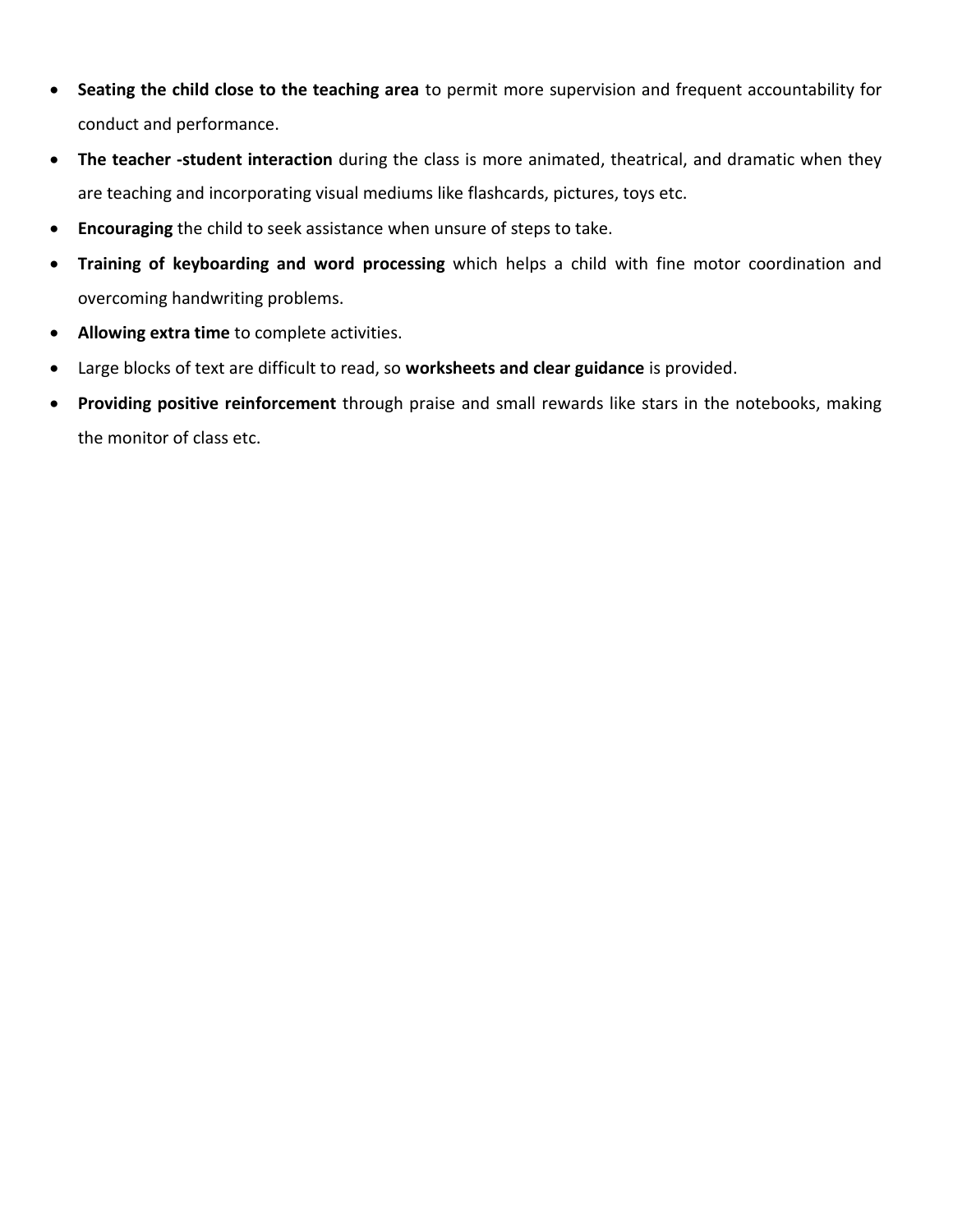- **Seating the child close to the teaching area** to permit more supervision and frequent accountability for conduct and performance.
- **The teacher -student interaction** during the class is more animated, theatrical, and dramatic when they are teaching and incorporating visual mediums like flashcards, pictures, toys etc.
- **Encouraging** the child to seek assistance when unsure of steps to take.
- **Training of keyboarding and word processing** which helps a child with fine motor coordination and overcoming handwriting problems.
- **Allowing extra time** to complete activities.
- Large blocks of text are difficult to read, so **worksheets and clear guidance** is provided.
- **Providing positive reinforcement** through praise and small rewards like stars in the notebooks, making the monitor of class etc.